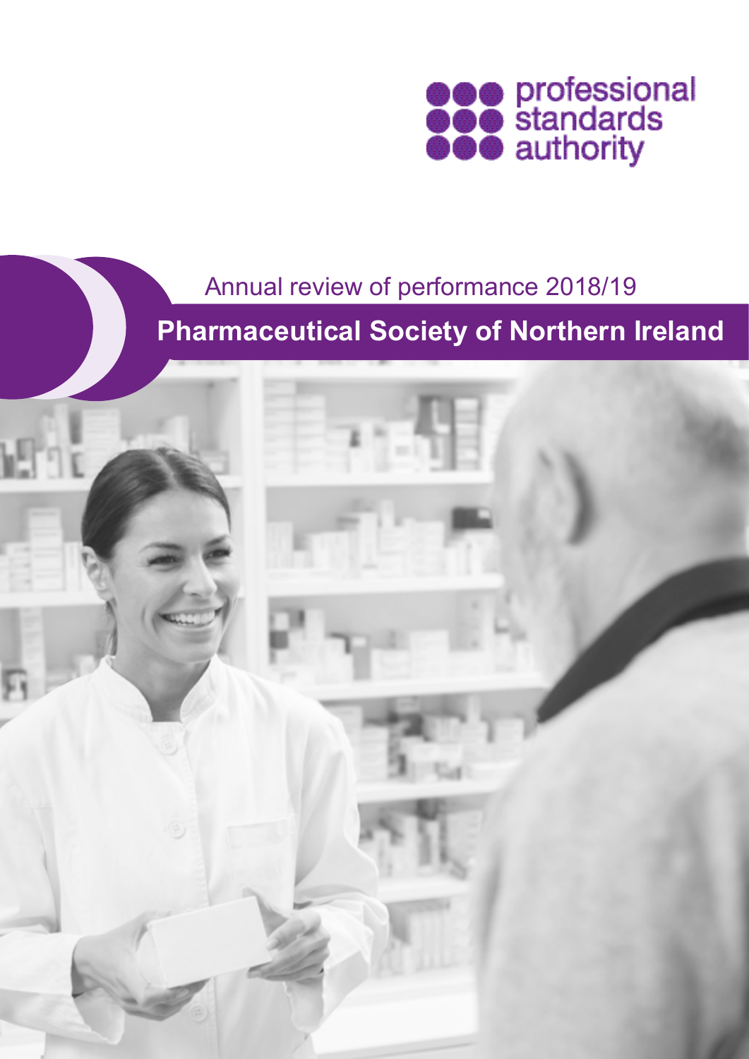professional standards authority

Annual review of performance 2018/19

# Pharmaceutical Society of Northern Ireland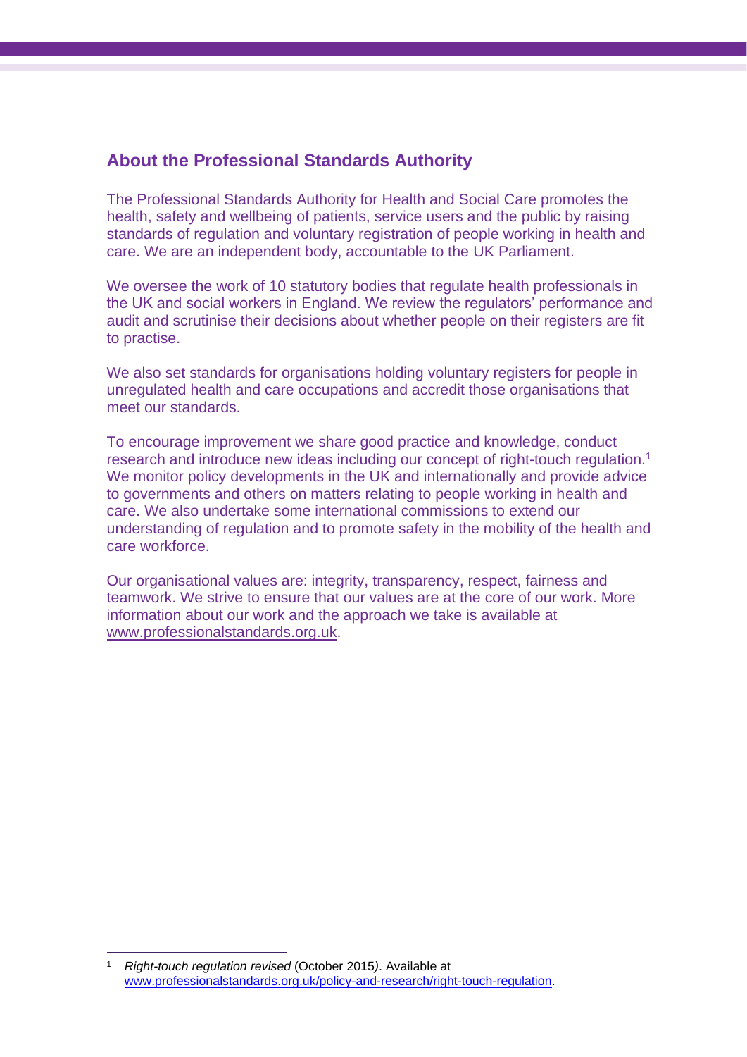## About the Professional Standards Authority

The Professional Standards Authority for Health and Social Care promotes the health, safety and wellbeing of patients, service users and the public by raising standards of regulation and voluntary registration of people working in health and care. We are an independent body, accountable to the UK Parliament.

We oversee the work of 10 statutory bodies that regulate health professionals in the UK and social workers in England. We review the regulators' performance and audit and scrutinise their decisions about whether people on their registers are fit to practise.

We also set standards for organisations holding voluntary registers for people in unregulated health and care occupations and accredit those organisations that meet our standards.

To encourage improvement we share good practice and knowledge, conduct research and introduce new ideas including our concept of right-touch regulation.[1] We monitor policy developments in the UK and internationally and provide advice to governments and others on matters relating to people working in health and care. We also undertake some international commissions to extend our understanding of regulation and to promote safety in the mobility of the health and care workforce.

Our organisational values are: integrity, transparency, respect, fairness and teamwork. We strive to ensure that our values are at the core of our work. More information about our work and the approach we take is available at www.professionalstandards.org.uk.

---

[1] *Right-touch regulation revised* (October 2015). Available at www.professionalstandards.org.uk/policy-and-research/right-touch-regulation.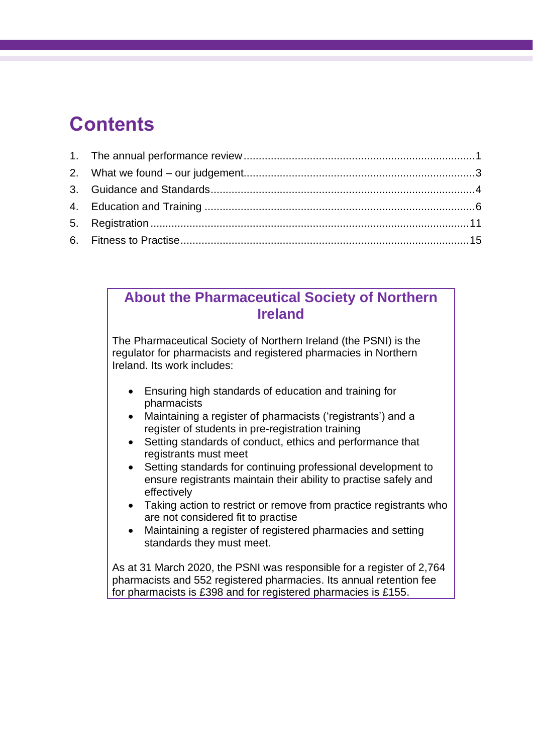# Contents

1. The annual performance review .......... 1
2. What we found – our judgement .......... 3
3. Guidance and Standards .......... 4
4. Education and Training .......... 6
5. Registration .......... 11
6. Fitness to Practise .......... 15

## About the Pharmaceutical Society of Northern Ireland

The Pharmaceutical Society of Northern Ireland (the PSNI) is the regulator for pharmacists and registered pharmacies in Northern Ireland. Its work includes:

- Ensuring high standards of education and training for pharmacists
- Maintaining a register of pharmacists ('registrants') and a register of students in pre-registration training
- Setting standards of conduct, ethics and performance that registrants must meet
- Setting standards for continuing professional development to ensure registrants maintain their ability to practise safely and effectively
- Taking action to restrict or remove from practice registrants who are not considered fit to practise
- Maintaining a register of registered pharmacies and setting standards they must meet.

As at 31 March 2020, the PSNI was responsible for a register of 2,764 pharmacists and 552 registered pharmacies. Its annual retention fee for pharmacists is £398 and for registered pharmacies is £155.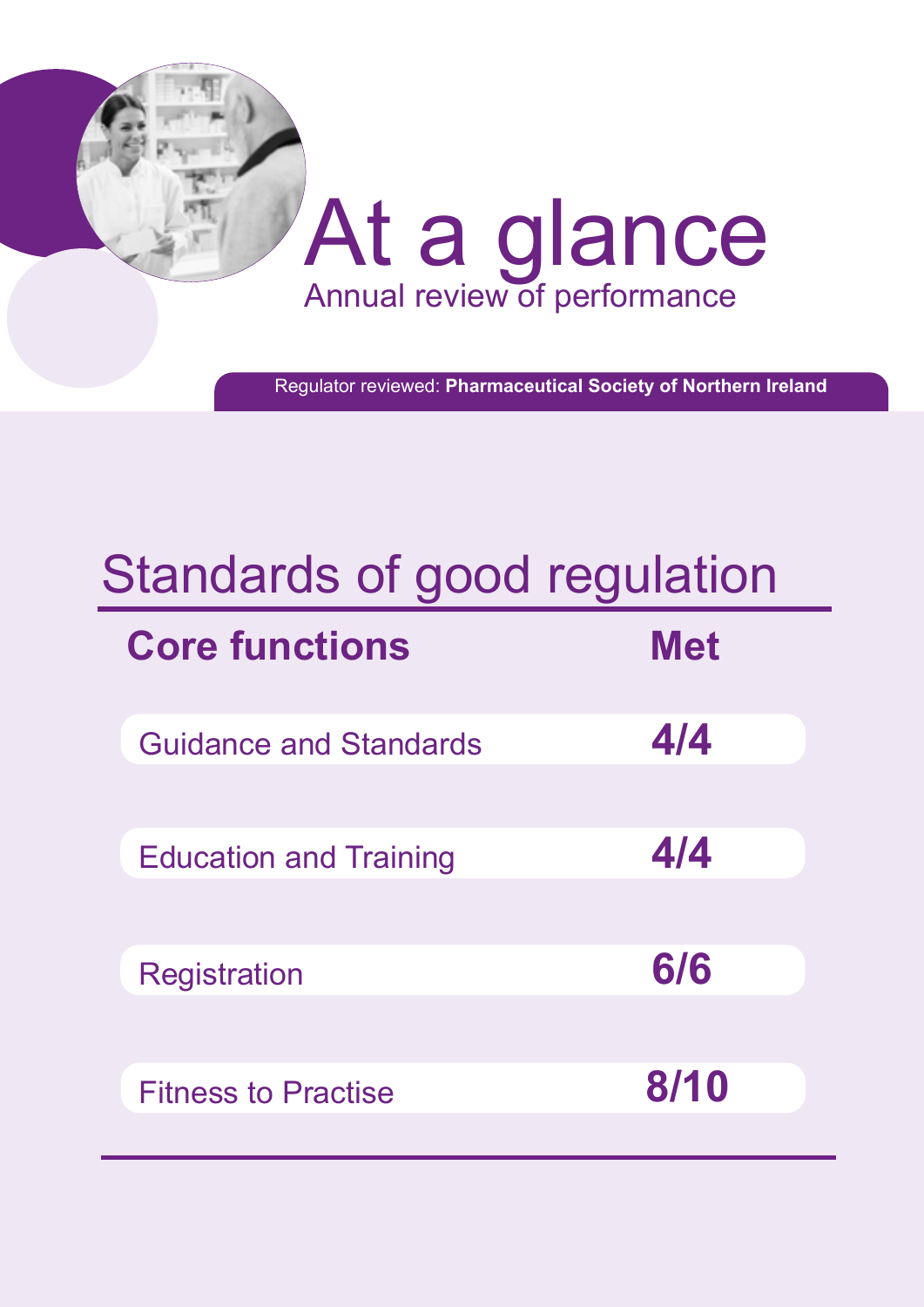# At a glance

Annual review of performance

Regulator reviewed: **Pharmaceutical Society of Northern Ireland**

## Standards of good regulation

| **Core functions** | **Met** |
|---|---|
| Guidance and Standards | **4/4** |
| Education and Training | **4/4** |
| Registration | **6/6** |
| Fitness to Practise | **8/10** |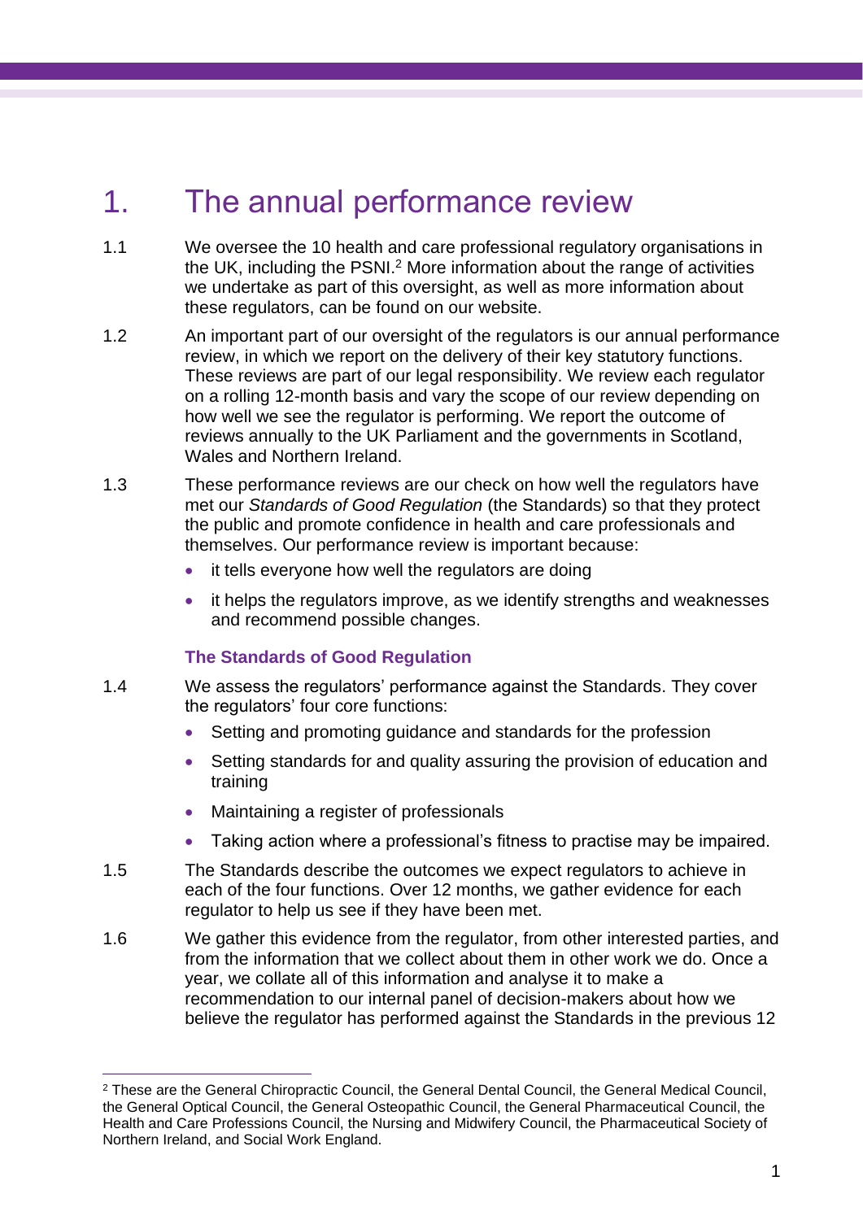# 1. The annual performance review

1.1 We oversee the 10 health and care professional regulatory organisations in the UK, including the PSNI.[2] More information about the range of activities we undertake as part of this oversight, as well as more information about these regulators, can be found on our website.

1.2 An important part of our oversight of the regulators is our annual performance review, in which we report on the delivery of their key statutory functions. These reviews are part of our legal responsibility. We review each regulator on a rolling 12-month basis and vary the scope of our review depending on how well we see the regulator is performing. We report the outcome of reviews annually to the UK Parliament and the governments in Scotland, Wales and Northern Ireland.

1.3 These performance reviews are our check on how well the regulators have met our *Standards of Good Regulation* (the Standards) so that they protect the public and promote confidence in health and care professionals and themselves. Our performance review is important because:

- it tells everyone how well the regulators are doing
- it helps the regulators improve, as we identify strengths and weaknesses and recommend possible changes.

### The Standards of Good Regulation

1.4 We assess the regulators' performance against the Standards. They cover the regulators' four core functions:

- Setting and promoting guidance and standards for the profession
- Setting standards for and quality assuring the provision of education and training
- Maintaining a register of professionals
- Taking action where a professional's fitness to practise may be impaired.

1.5 The Standards describe the outcomes we expect regulators to achieve in each of the four functions. Over 12 months, we gather evidence for each regulator to help us see if they have been met.

1.6 We gather this evidence from the regulator, from other interested parties, and from the information that we collect about them in other work we do. Once a year, we collate all of this information and analyse it to make a recommendation to our internal panel of decision-makers about how we believe the regulator has performed against the Standards in the previous 12

---

[2] These are the General Chiropractic Council, the General Dental Council, the General Medical Council, the General Optical Council, the General Osteopathic Council, the General Pharmaceutical Council, the Health and Care Professions Council, the Nursing and Midwifery Council, the Pharmaceutical Society of Northern Ireland, and Social Work England.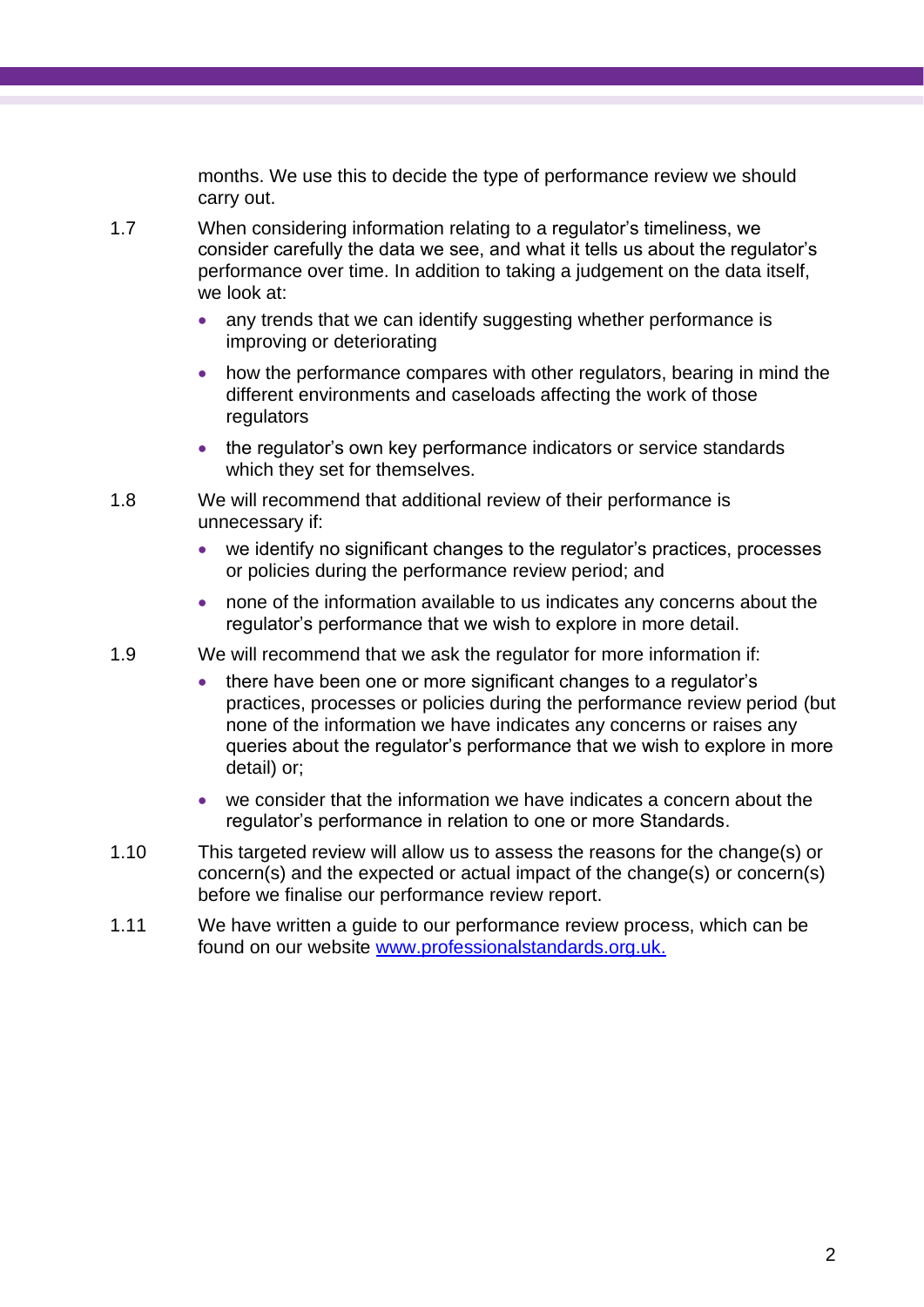months. We use this to decide the type of performance review we should carry out.

1.7 When considering information relating to a regulator's timeliness, we consider carefully the data we see, and what it tells us about the regulator's performance over time. In addition to taking a judgement on the data itself, we look at:

- any trends that we can identify suggesting whether performance is improving or deteriorating
- how the performance compares with other regulators, bearing in mind the different environments and caseloads affecting the work of those regulators
- the regulator's own key performance indicators or service standards which they set for themselves.

1.8 We will recommend that additional review of their performance is unnecessary if:

- we identify no significant changes to the regulator's practices, processes or policies during the performance review period; and
- none of the information available to us indicates any concerns about the regulator's performance that we wish to explore in more detail.

1.9 We will recommend that we ask the regulator for more information if:

- there have been one or more significant changes to a regulator's practices, processes or policies during the performance review period (but none of the information we have indicates any concerns or raises any queries about the regulator's performance that we wish to explore in more detail) or;
- we consider that the information we have indicates a concern about the regulator's performance in relation to one or more Standards.

1.10 This targeted review will allow us to assess the reasons for the change(s) or concern(s) and the expected or actual impact of the change(s) or concern(s) before we finalise our performance review report.

1.11 We have written a guide to our performance review process, which can be found on our website [www.professionalstandards.org.uk.](http://www.professionalstandards.org.uk)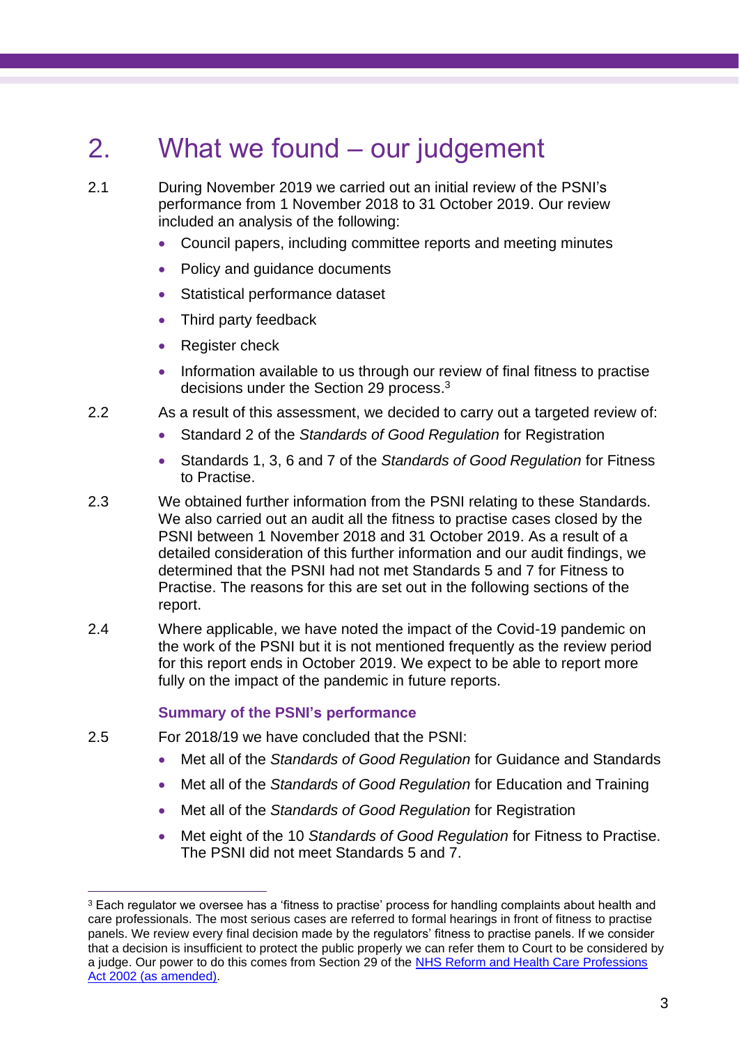# 2. What we found – our judgement

2.1 During November 2019 we carried out an initial review of the PSNI's performance from 1 November 2018 to 31 October 2019. Our review included an analysis of the following:

- Council papers, including committee reports and meeting minutes
- Policy and guidance documents
- Statistical performance dataset
- Third party feedback
- Register check
- Information available to us through our review of final fitness to practise decisions under the Section 29 process.[3]

2.2 As a result of this assessment, we decided to carry out a targeted review of:

- Standard 2 of the *Standards of Good Regulation* for Registration
- Standards 1, 3, 6 and 7 of the *Standards of Good Regulation* for Fitness to Practise.

2.3 We obtained further information from the PSNI relating to these Standards. We also carried out an audit all the fitness to practise cases closed by the PSNI between 1 November 2018 and 31 October 2019. As a result of a detailed consideration of this further information and our audit findings, we determined that the PSNI had not met Standards 5 and 7 for Fitness to Practise. The reasons for this are set out in the following sections of the report.

2.4 Where applicable, we have noted the impact of the Covid-19 pandemic on the work of the PSNI but it is not mentioned frequently as the review period for this report ends in October 2019. We expect to be able to report more fully on the impact of the pandemic in future reports.

### Summary of the PSNI's performance

2.5 For 2018/19 we have concluded that the PSNI:

- Met all of the *Standards of Good Regulation* for Guidance and Standards
- Met all of the *Standards of Good Regulation* for Education and Training
- Met all of the *Standards of Good Regulation* for Registration
- Met eight of the 10 *Standards of Good Regulation* for Fitness to Practise. The PSNI did not meet Standards 5 and 7.

---

[3] Each regulator we oversee has a 'fitness to practise' process for handling complaints about health and care professionals. The most serious cases are referred to formal hearings in front of fitness to practise panels. We review every final decision made by the regulators' fitness to practise panels. If we consider that a decision is insufficient to protect the public properly we can refer them to Court to be considered by a judge. Our power to do this comes from Section 29 of the NHS Reform and Health Care Professions Act 2002 (as amended).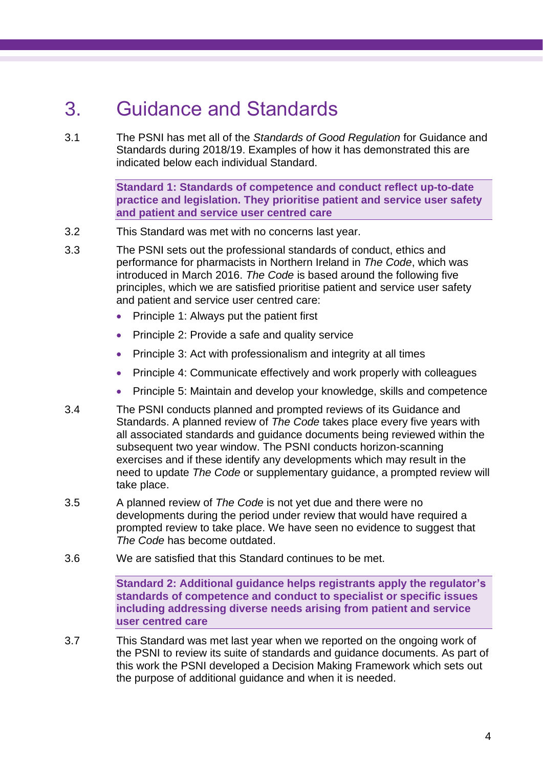# 3. Guidance and Standards

3.1 The PSNI has met all of the *Standards of Good Regulation* for Guidance and Standards during 2018/19. Examples of how it has demonstrated this are indicated below each individual Standard.

**Standard 1: Standards of competence and conduct reflect up-to-date practice and legislation. They prioritise patient and service user safety and patient and service user centred care**

3.2 This Standard was met with no concerns last year.

3.3 The PSNI sets out the professional standards of conduct, ethics and performance for pharmacists in Northern Ireland in *The Code*, which was introduced in March 2016. *The Code* is based around the following five principles, which we are satisfied prioritise patient and service user safety and patient and service user centred care:

- Principle 1: Always put the patient first
- Principle 2: Provide a safe and quality service
- Principle 3: Act with professionalism and integrity at all times
- Principle 4: Communicate effectively and work properly with colleagues
- Principle 5: Maintain and develop your knowledge, skills and competence

3.4 The PSNI conducts planned and prompted reviews of its Guidance and Standards. A planned review of *The Code* takes place every five years with all associated standards and guidance documents being reviewed within the subsequent two year window. The PSNI conducts horizon-scanning exercises and if these identify any developments which may result in the need to update *The Code* or supplementary guidance, a prompted review will take place.

3.5 A planned review of *The Code* is not yet due and there were no developments during the period under review that would have required a prompted review to take place. We have seen no evidence to suggest that *The Code* has become outdated.

3.6 We are satisfied that this Standard continues to be met.

**Standard 2: Additional guidance helps registrants apply the regulator's standards of competence and conduct to specialist or specific issues including addressing diverse needs arising from patient and service user centred care**

3.7 This Standard was met last year when we reported on the ongoing work of the PSNI to review its suite of standards and guidance documents. As part of this work the PSNI developed a Decision Making Framework which sets out the purpose of additional guidance and when it is needed.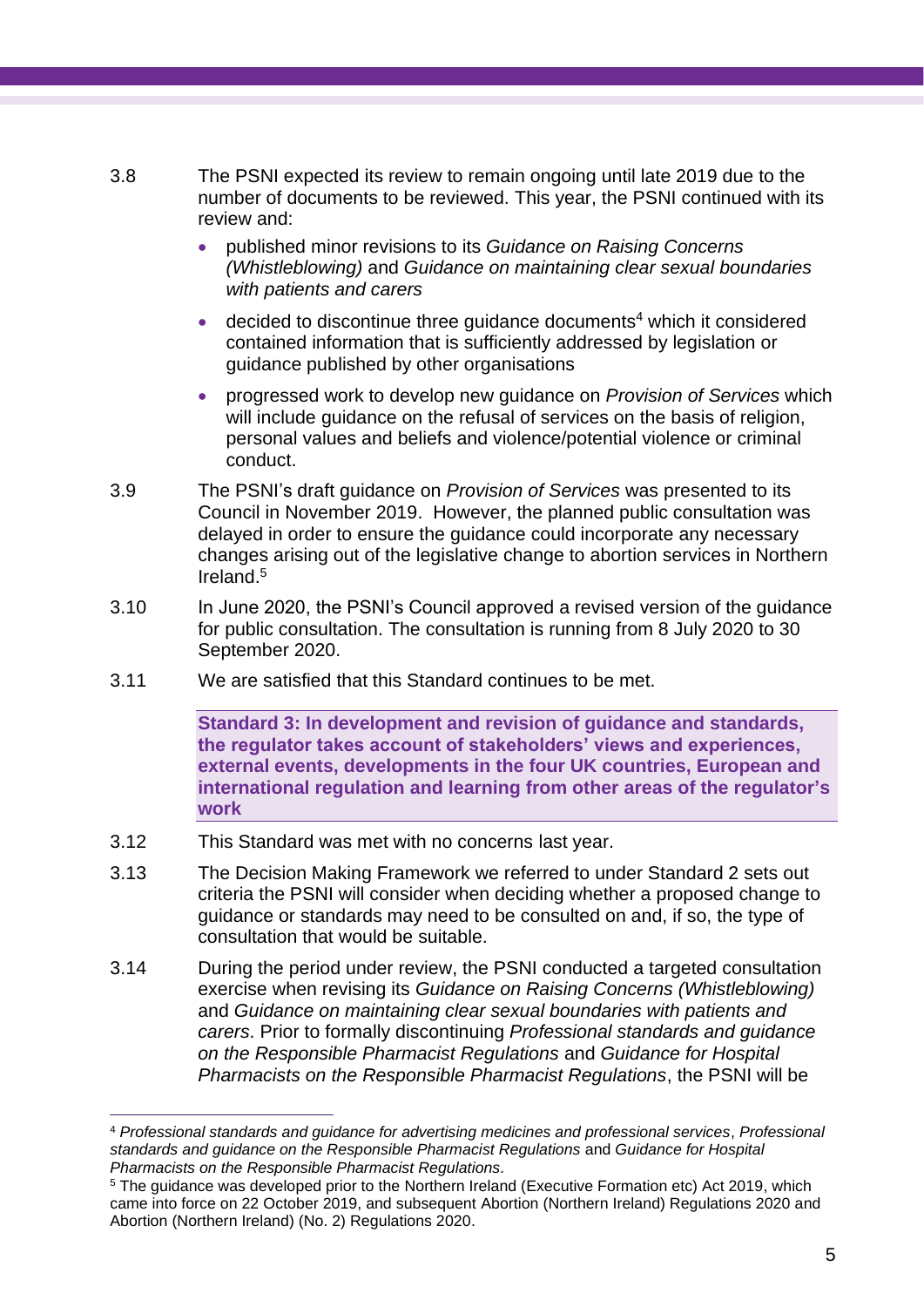3.8 The PSNI expected its review to remain ongoing until late 2019 due to the number of documents to be reviewed. This year, the PSNI continued with its review and:

- published minor revisions to its *Guidance on Raising Concerns (Whistleblowing)* and *Guidance on maintaining clear sexual boundaries with patients and carers*
- decided to discontinue three guidance documents[4] which it considered contained information that is sufficiently addressed by legislation or guidance published by other organisations
- progressed work to develop new guidance on *Provision of Services* which will include guidance on the refusal of services on the basis of religion, personal values and beliefs and violence/potential violence or criminal conduct.

3.9 The PSNI's draft guidance on *Provision of Services* was presented to its Council in November 2019. However, the planned public consultation was delayed in order to ensure the guidance could incorporate any necessary changes arising out of the legislative change to abortion services in Northern Ireland.[5]

3.10 In June 2020, the PSNI's Council approved a revised version of the guidance for public consultation. The consultation is running from 8 July 2020 to 30 September 2020.

3.11 We are satisfied that this Standard continues to be met.

**Standard 3: In development and revision of guidance and standards, the regulator takes account of stakeholders' views and experiences, external events, developments in the four UK countries, European and international regulation and learning from other areas of the regulator's work**

3.12 This Standard was met with no concerns last year.

3.13 The Decision Making Framework we referred to under Standard 2 sets out criteria the PSNI will consider when deciding whether a proposed change to guidance or standards may need to be consulted on and, if so, the type of consultation that would be suitable.

3.14 During the period under review, the PSNI conducted a targeted consultation exercise when revising its *Guidance on Raising Concerns (Whistleblowing)* and *Guidance on maintaining clear sexual boundaries with patients and carers*. Prior to formally discontinuing *Professional standards and guidance on the Responsible Pharmacist Regulations* and *Guidance for Hospital Pharmacists on the Responsible Pharmacist Regulations*, the PSNI will be

---

[4] *Professional standards and guidance for advertising medicines and professional services*, *Professional standards and guidance on the Responsible Pharmacist Regulations* and *Guidance for Hospital Pharmacists on the Responsible Pharmacist Regulations.*

[5] The guidance was developed prior to the Northern Ireland (Executive Formation etc) Act 2019, which came into force on 22 October 2019, and subsequent Abortion (Northern Ireland) Regulations 2020 and Abortion (Northern Ireland) (No. 2) Regulations 2020.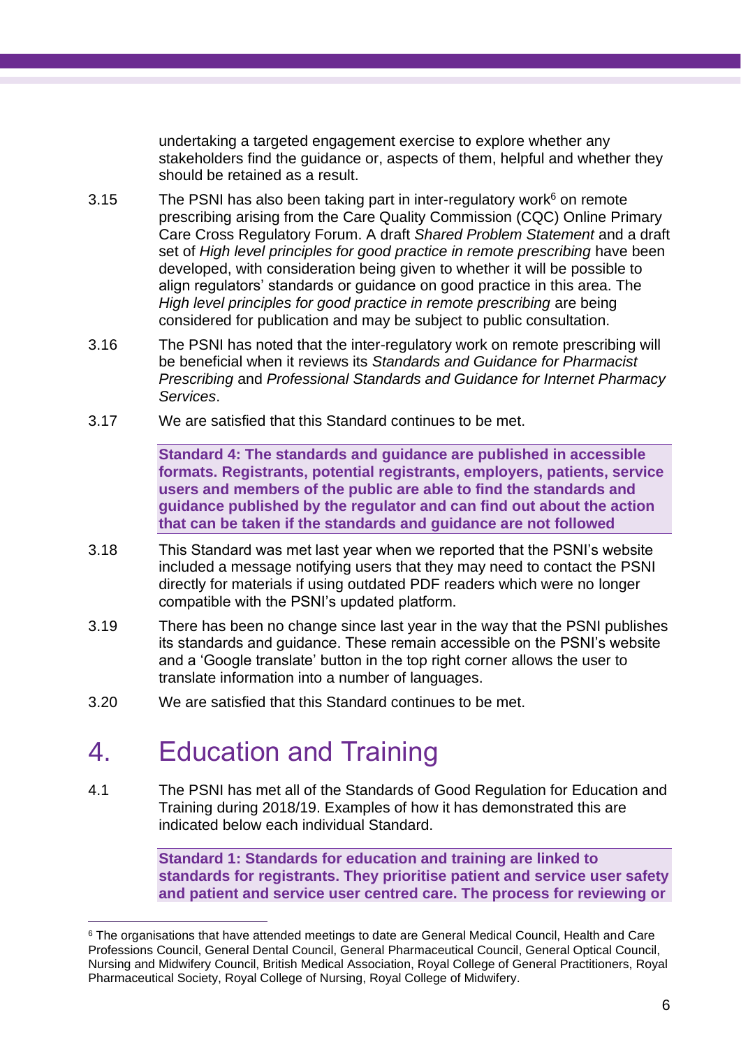undertaking a targeted engagement exercise to explore whether any stakeholders find the guidance or, aspects of them, helpful and whether they should be retained as a result.

3.15 The PSNI has also been taking part in inter-regulatory work[6] on remote prescribing arising from the Care Quality Commission (CQC) Online Primary Care Cross Regulatory Forum. A draft *Shared Problem Statement* and a draft set of *High level principles for good practice in remote prescribing* have been developed, with consideration being given to whether it will be possible to align regulators' standards or guidance on good practice in this area. The *High level principles for good practice in remote prescribing* are being considered for publication and may be subject to public consultation.

3.16 The PSNI has noted that the inter-regulatory work on remote prescribing will be beneficial when it reviews its *Standards and Guidance for Pharmacist Prescribing* and *Professional Standards and Guidance for Internet Pharmacy Services*.

3.17 We are satisfied that this Standard continues to be met.

**Standard 4: The standards and guidance are published in accessible formats. Registrants, potential registrants, employers, patients, service users and members of the public are able to find the standards and guidance published by the regulator and can find out about the action that can be taken if the standards and guidance are not followed**

3.18 This Standard was met last year when we reported that the PSNI's website included a message notifying users that they may need to contact the PSNI directly for materials if using outdated PDF readers which were no longer compatible with the PSNI's updated platform.

3.19 There has been no change since last year in the way that the PSNI publishes its standards and guidance. These remain accessible on the PSNI's website and a 'Google translate' button in the top right corner allows the user to translate information into a number of languages.

3.20 We are satisfied that this Standard continues to be met.

# 4. Education and Training

4.1 The PSNI has met all of the Standards of Good Regulation for Education and Training during 2018/19. Examples of how it has demonstrated this are indicated below each individual Standard.

**Standard 1: Standards for education and training are linked to standards for registrants. They prioritise patient and service user safety and patient and service user centred care. The process for reviewing or**

[6] The organisations that have attended meetings to date are General Medical Council, Health and Care Professions Council, General Dental Council, General Pharmaceutical Council, General Optical Council, Nursing and Midwifery Council, British Medical Association, Royal College of General Practitioners, Royal Pharmaceutical Society, Royal College of Nursing, Royal College of Midwifery.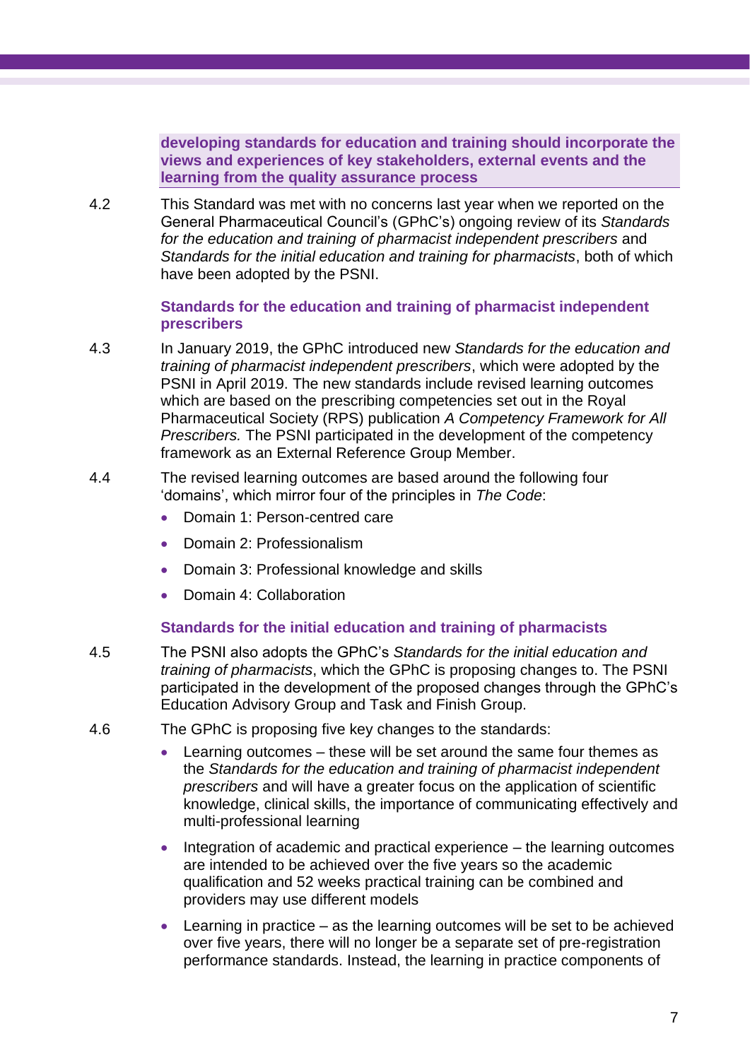**developing standards for education and training should incorporate the views and experiences of key stakeholders, external events and the learning from the quality assurance process**

4.2 This Standard was met with no concerns last year when we reported on the General Pharmaceutical Council's (GPhC's) ongoing review of its *Standards for the education and training of pharmacist independent prescribers* and *Standards for the initial education and training for pharmacists*, both of which have been adopted by the PSNI.

### Standards for the education and training of pharmacist independent prescribers

4.3 In January 2019, the GPhC introduced new *Standards for the education and training of pharmacist independent prescribers*, which were adopted by the PSNI in April 2019. The new standards include revised learning outcomes which are based on the prescribing competencies set out in the Royal Pharmaceutical Society (RPS) publication *A Competency Framework for All Prescribers.* The PSNI participated in the development of the competency framework as an External Reference Group Member.

4.4 The revised learning outcomes are based around the following four 'domains', which mirror four of the principles in *The Code*:

- Domain 1: Person-centred care
- Domain 2: Professionalism
- Domain 3: Professional knowledge and skills
- Domain 4: Collaboration

### Standards for the initial education and training of pharmacists

4.5 The PSNI also adopts the GPhC's *Standards for the initial education and training of pharmacists*, which the GPhC is proposing changes to. The PSNI participated in the development of the proposed changes through the GPhC's Education Advisory Group and Task and Finish Group.

4.6 The GPhC is proposing five key changes to the standards:

- Learning outcomes – these will be set around the same four themes as the *Standards for the education and training of pharmacist independent prescribers* and will have a greater focus on the application of scientific knowledge, clinical skills, the importance of communicating effectively and multi-professional learning
- Integration of academic and practical experience – the learning outcomes are intended to be achieved over the five years so the academic qualification and 52 weeks practical training can be combined and providers may use different models
- Learning in practice – as the learning outcomes will be set to be achieved over five years, there will no longer be a separate set of pre-registration performance standards. Instead, the learning in practice components of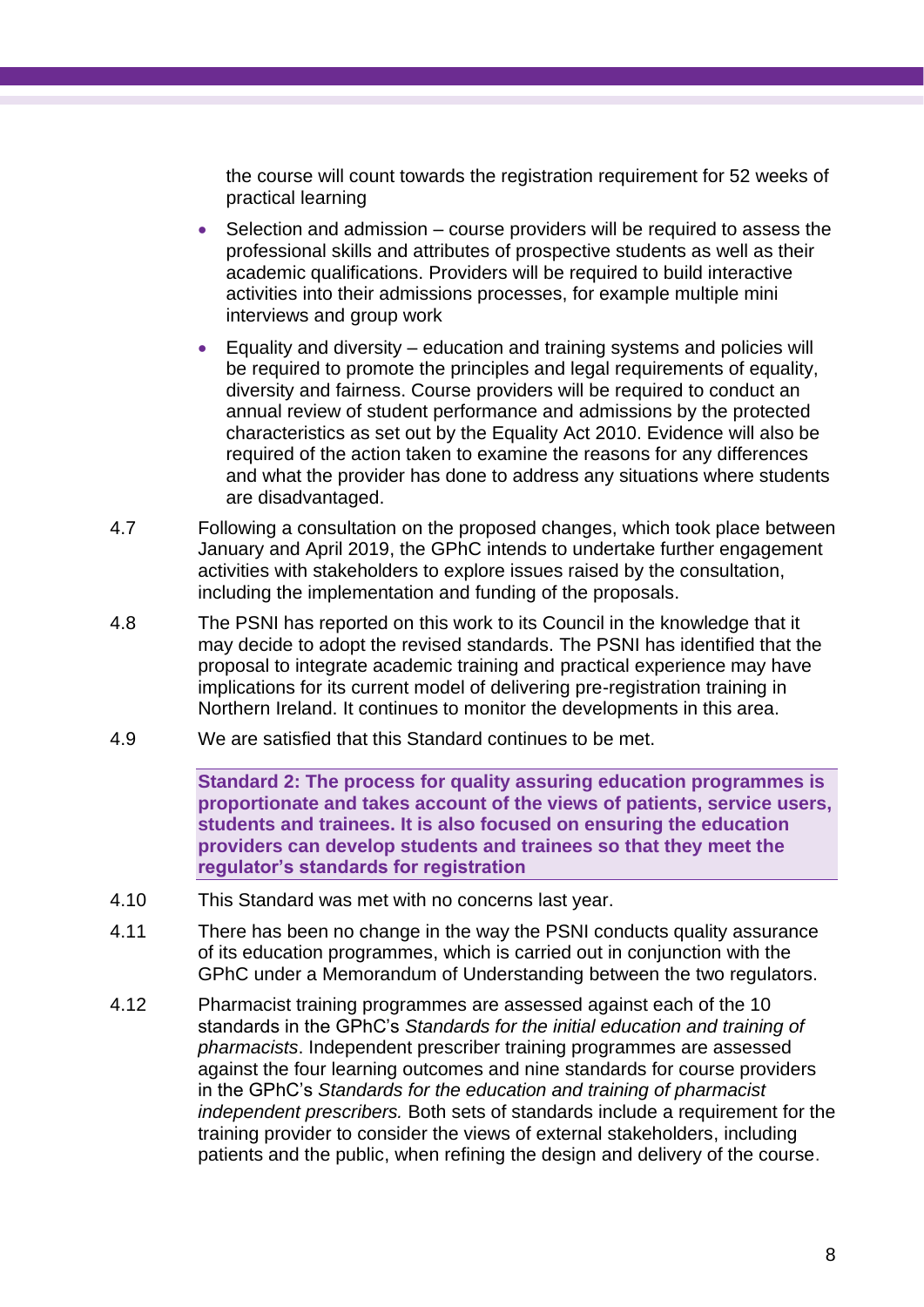the course will count towards the registration requirement for 52 weeks of practical learning

- Selection and admission – course providers will be required to assess the professional skills and attributes of prospective students as well as their academic qualifications. Providers will be required to build interactive activities into their admissions processes, for example multiple mini interviews and group work
- Equality and diversity – education and training systems and policies will be required to promote the principles and legal requirements of equality, diversity and fairness. Course providers will be required to conduct an annual review of student performance and admissions by the protected characteristics as set out by the Equality Act 2010. Evidence will also be required of the action taken to examine the reasons for any differences and what the provider has done to address any situations where students are disadvantaged.

4.7 Following a consultation on the proposed changes, which took place between January and April 2019, the GPhC intends to undertake further engagement activities with stakeholders to explore issues raised by the consultation, including the implementation and funding of the proposals.

4.8 The PSNI has reported on this work to its Council in the knowledge that it may decide to adopt the revised standards. The PSNI has identified that the proposal to integrate academic training and practical experience may have implications for its current model of delivering pre-registration training in Northern Ireland. It continues to monitor the developments in this area.

4.9 We are satisfied that this Standard continues to be met.

**Standard 2: The process for quality assuring education programmes is proportionate and takes account of the views of patients, service users, students and trainees. It is also focused on ensuring the education providers can develop students and trainees so that they meet the regulator's standards for registration**

4.10 This Standard was met with no concerns last year.

4.11 There has been no change in the way the PSNI conducts quality assurance of its education programmes, which is carried out in conjunction with the GPhC under a Memorandum of Understanding between the two regulators.

4.12 Pharmacist training programmes are assessed against each of the 10 standards in the GPhC's *Standards for the initial education and training of pharmacists*. Independent prescriber training programmes are assessed against the four learning outcomes and nine standards for course providers in the GPhC's *Standards for the education and training of pharmacist independent prescribers.* Both sets of standards include a requirement for the training provider to consider the views of external stakeholders, including patients and the public, when refining the design and delivery of the course.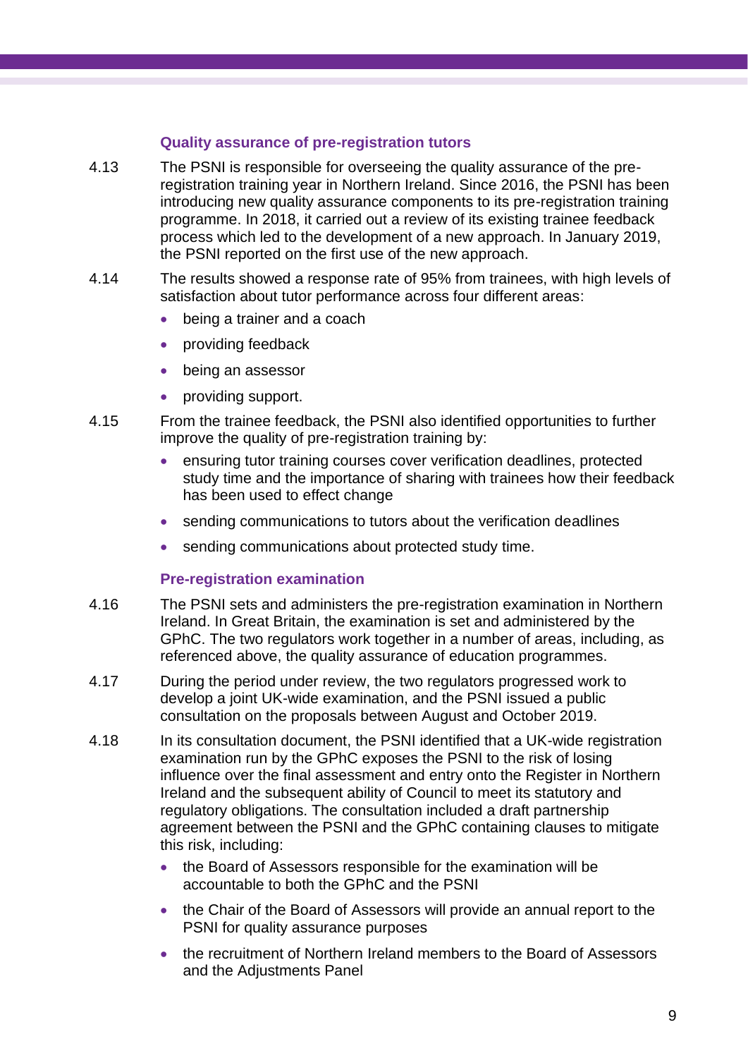### Quality assurance of pre-registration tutors

4.13 The PSNI is responsible for overseeing the quality assurance of the pre-registration training year in Northern Ireland. Since 2016, the PSNI has been introducing new quality assurance components to its pre-registration training programme. In 2018, it carried out a review of its existing trainee feedback process which led to the development of a new approach. In January 2019, the PSNI reported on the first use of the new approach.

4.14 The results showed a response rate of 95% from trainees, with high levels of satisfaction about tutor performance across four different areas:

- being a trainer and a coach
- providing feedback
- being an assessor
- providing support.

4.15 From the trainee feedback, the PSNI also identified opportunities to further improve the quality of pre-registration training by:

- ensuring tutor training courses cover verification deadlines, protected study time and the importance of sharing with trainees how their feedback has been used to effect change
- sending communications to tutors about the verification deadlines
- sending communications about protected study time.

### Pre-registration examination

4.16 The PSNI sets and administers the pre-registration examination in Northern Ireland. In Great Britain, the examination is set and administered by the GPhC. The two regulators work together in a number of areas, including, as referenced above, the quality assurance of education programmes.

4.17 During the period under review, the two regulators progressed work to develop a joint UK-wide examination, and the PSNI issued a public consultation on the proposals between August and October 2019.

4.18 In its consultation document, the PSNI identified that a UK-wide registration examination run by the GPhC exposes the PSNI to the risk of losing influence over the final assessment and entry onto the Register in Northern Ireland and the subsequent ability of Council to meet its statutory and regulatory obligations. The consultation included a draft partnership agreement between the PSNI and the GPhC containing clauses to mitigate this risk, including:

- the Board of Assessors responsible for the examination will be accountable to both the GPhC and the PSNI
- the Chair of the Board of Assessors will provide an annual report to the PSNI for quality assurance purposes
- the recruitment of Northern Ireland members to the Board of Assessors and the Adjustments Panel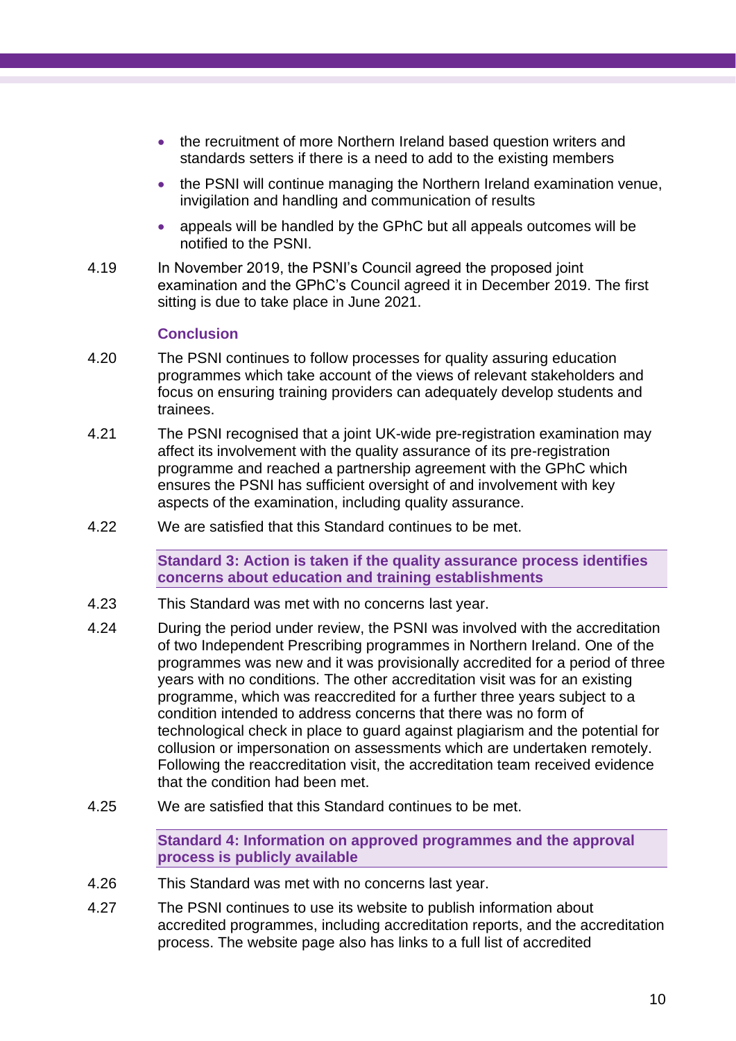- the recruitment of more Northern Ireland based question writers and standards setters if there is a need to add to the existing members
- the PSNI will continue managing the Northern Ireland examination venue, invigilation and handling and communication of results
- appeals will be handled by the GPhC but all appeals outcomes will be notified to the PSNI.

4.19 In November 2019, the PSNI's Council agreed the proposed joint examination and the GPhC's Council agreed it in December 2019. The first sitting is due to take place in June 2021.

### Conclusion

4.20 The PSNI continues to follow processes for quality assuring education programmes which take account of the views of relevant stakeholders and focus on ensuring training providers can adequately develop students and trainees.

4.21 The PSNI recognised that a joint UK-wide pre-registration examination may affect its involvement with the quality assurance of its pre-registration programme and reached a partnership agreement with the GPhC which ensures the PSNI has sufficient oversight of and involvement with key aspects of the examination, including quality assurance.

4.22 We are satisfied that this Standard continues to be met.

### Standard 3: Action is taken if the quality assurance process identifies concerns about education and training establishments

4.23 This Standard was met with no concerns last year.

4.24 During the period under review, the PSNI was involved with the accreditation of two Independent Prescribing programmes in Northern Ireland. One of the programmes was new and it was provisionally accredited for a period of three years with no conditions. The other accreditation visit was for an existing programme, which was reaccredited for a further three years subject to a condition intended to address concerns that there was no form of technological check in place to guard against plagiarism and the potential for collusion or impersonation on assessments which are undertaken remotely. Following the reaccreditation visit, the accreditation team received evidence that the condition had been met.

4.25 We are satisfied that this Standard continues to be met.

### Standard 4: Information on approved programmes and the approval process is publicly available

4.26 This Standard was met with no concerns last year.

4.27 The PSNI continues to use its website to publish information about accredited programmes, including accreditation reports, and the accreditation process. The website page also has links to a full list of accredited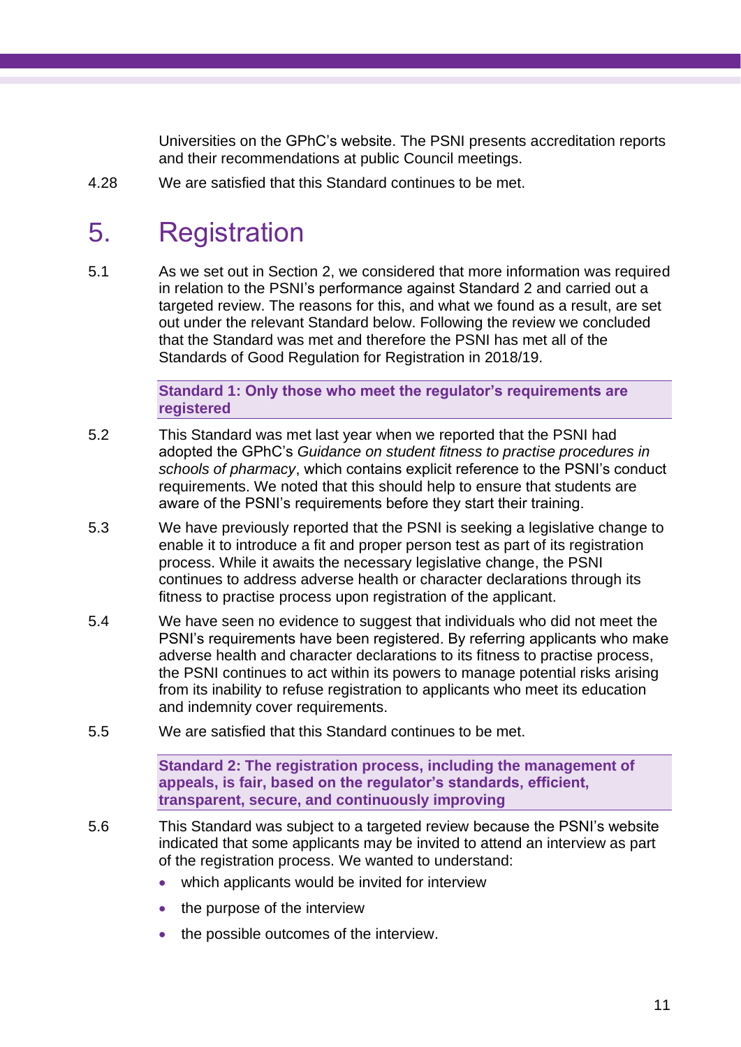Universities on the GPhC's website. The PSNI presents accreditation reports and their recommendations at public Council meetings.

4.28 We are satisfied that this Standard continues to be met.

# 5. Registration

5.1 As we set out in Section 2, we considered that more information was required in relation to the PSNI's performance against Standard 2 and carried out a targeted review. The reasons for this, and what we found as a result, are set out under the relevant Standard below. Following the review we concluded that the Standard was met and therefore the PSNI has met all of the Standards of Good Regulation for Registration in 2018/19.

**Standard 1: Only those who meet the regulator's requirements are registered**

5.2 This Standard was met last year when we reported that the PSNI had adopted the GPhC's *Guidance on student fitness to practise procedures in schools of pharmacy*, which contains explicit reference to the PSNI's conduct requirements. We noted that this should help to ensure that students are aware of the PSNI's requirements before they start their training.

5.3 We have previously reported that the PSNI is seeking a legislative change to enable it to introduce a fit and proper person test as part of its registration process. While it awaits the necessary legislative change, the PSNI continues to address adverse health or character declarations through its fitness to practise process upon registration of the applicant.

5.4 We have seen no evidence to suggest that individuals who did not meet the PSNI's requirements have been registered. By referring applicants who make adverse health and character declarations to its fitness to practise process, the PSNI continues to act within its powers to manage potential risks arising from its inability to refuse registration to applicants who meet its education and indemnity cover requirements.

5.5 We are satisfied that this Standard continues to be met.

**Standard 2: The registration process, including the management of appeals, is fair, based on the regulator's standards, efficient, transparent, secure, and continuously improving**

5.6 This Standard was subject to a targeted review because the PSNI's website indicated that some applicants may be invited to attend an interview as part of the registration process. We wanted to understand:

- which applicants would be invited for interview
- the purpose of the interview
- the possible outcomes of the interview.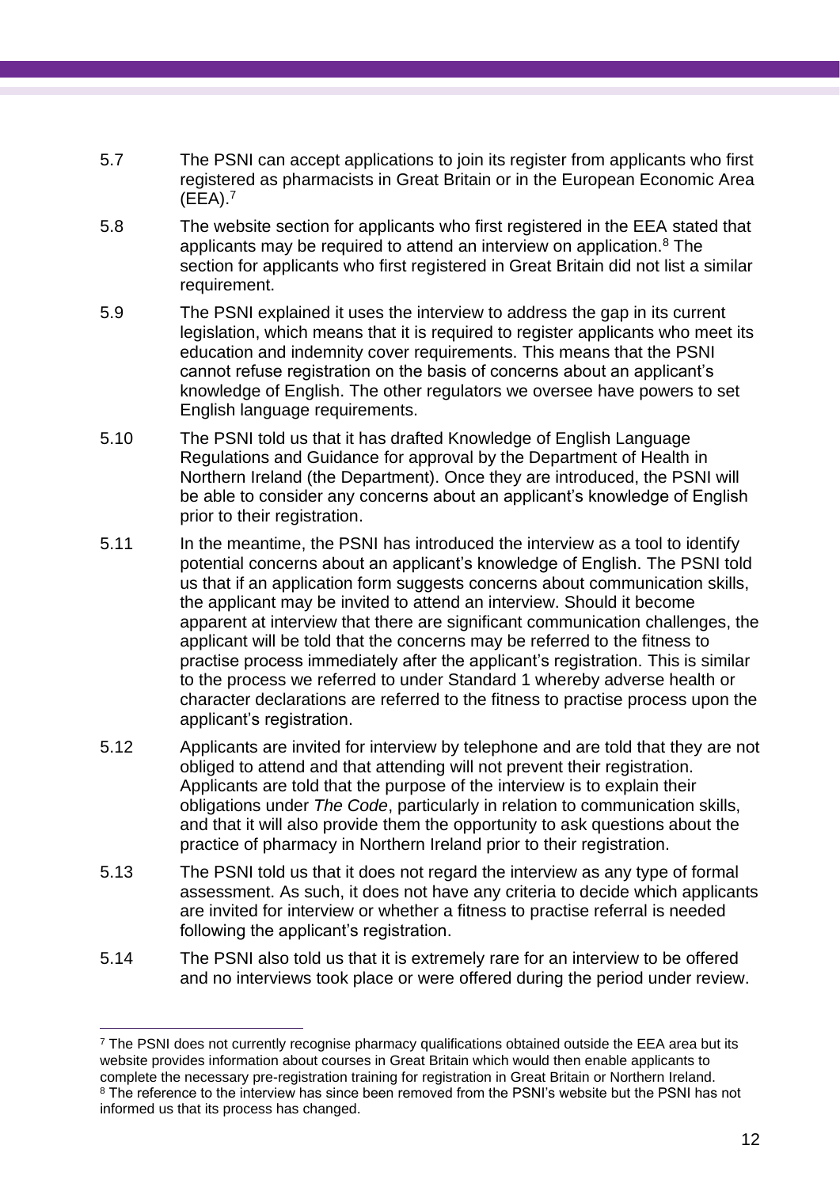5.7 The PSNI can accept applications to join its register from applicants who first registered as pharmacists in Great Britain or in the European Economic Area (EEA).[7]

5.8 The website section for applicants who first registered in the EEA stated that applicants may be required to attend an interview on application.[8] The section for applicants who first registered in Great Britain did not list a similar requirement.

5.9 The PSNI explained it uses the interview to address the gap in its current legislation, which means that it is required to register applicants who meet its education and indemnity cover requirements. This means that the PSNI cannot refuse registration on the basis of concerns about an applicant's knowledge of English. The other regulators we oversee have powers to set English language requirements.

5.10 The PSNI told us that it has drafted Knowledge of English Language Regulations and Guidance for approval by the Department of Health in Northern Ireland (the Department). Once they are introduced, the PSNI will be able to consider any concerns about an applicant's knowledge of English prior to their registration.

5.11 In the meantime, the PSNI has introduced the interview as a tool to identify potential concerns about an applicant's knowledge of English. The PSNI told us that if an application form suggests concerns about communication skills, the applicant may be invited to attend an interview. Should it become apparent at interview that there are significant communication challenges, the applicant will be told that the concerns may be referred to the fitness to practise process immediately after the applicant's registration. This is similar to the process we referred to under Standard 1 whereby adverse health or character declarations are referred to the fitness to practise process upon the applicant's registration.

5.12 Applicants are invited for interview by telephone and are told that they are not obliged to attend and that attending will not prevent their registration. Applicants are told that the purpose of the interview is to explain their obligations under *The Code*, particularly in relation to communication skills, and that it will also provide them the opportunity to ask questions about the practice of pharmacy in Northern Ireland prior to their registration.

5.13 The PSNI told us that it does not regard the interview as any type of formal assessment. As such, it does not have any criteria to decide which applicants are invited for interview or whether a fitness to practise referral is needed following the applicant's registration.

5.14 The PSNI also told us that it is extremely rare for an interview to be offered and no interviews took place or were offered during the period under review.

---

[7] The PSNI does not currently recognise pharmacy qualifications obtained outside the EEA area but its website provides information about courses in Great Britain which would then enable applicants to complete the necessary pre-registration training for registration in Great Britain or Northern Ireland.

[8] The reference to the interview has since been removed from the PSNI's website but the PSNI has not informed us that its process has changed.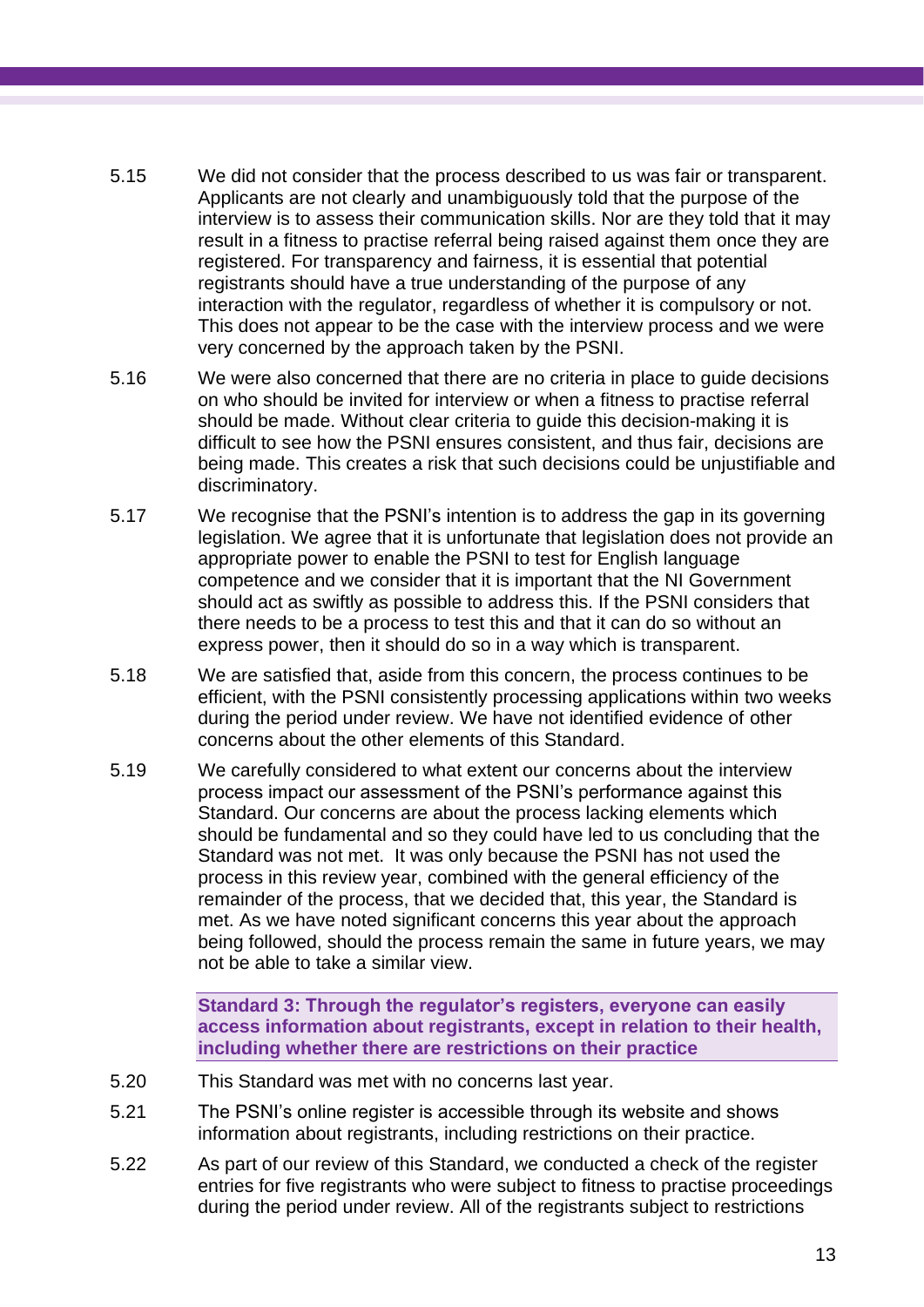5.15 We did not consider that the process described to us was fair or transparent. Applicants are not clearly and unambiguously told that the purpose of the interview is to assess their communication skills. Nor are they told that it may result in a fitness to practise referral being raised against them once they are registered. For transparency and fairness, it is essential that potential registrants should have a true understanding of the purpose of any interaction with the regulator, regardless of whether it is compulsory or not. This does not appear to be the case with the interview process and we were very concerned by the approach taken by the PSNI.

5.16 We were also concerned that there are no criteria in place to guide decisions on who should be invited for interview or when a fitness to practise referral should be made. Without clear criteria to guide this decision-making it is difficult to see how the PSNI ensures consistent, and thus fair, decisions are being made. This creates a risk that such decisions could be unjustifiable and discriminatory.

5.17 We recognise that the PSNI's intention is to address the gap in its governing legislation. We agree that it is unfortunate that legislation does not provide an appropriate power to enable the PSNI to test for English language competence and we consider that it is important that the NI Government should act as swiftly as possible to address this. If the PSNI considers that there needs to be a process to test this and that it can do so without an express power, then it should do so in a way which is transparent.

5.18 We are satisfied that, aside from this concern, the process continues to be efficient, with the PSNI consistently processing applications within two weeks during the period under review. We have not identified evidence of other concerns about the other elements of this Standard.

5.19 We carefully considered to what extent our concerns about the interview process impact our assessment of the PSNI's performance against this Standard. Our concerns are about the process lacking elements which should be fundamental and so they could have led to us concluding that the Standard was not met. It was only because the PSNI has not used the process in this review year, combined with the general efficiency of the remainder of the process, that we decided that, this year, the Standard is met. As we have noted significant concerns this year about the approach being followed, should the process remain the same in future years, we may not be able to take a similar view.

**Standard 3: Through the regulator's registers, everyone can easily access information about registrants, except in relation to their health, including whether there are restrictions on their practice**

5.20 This Standard was met with no concerns last year.

5.21 The PSNI's online register is accessible through its website and shows information about registrants, including restrictions on their practice.

5.22 As part of our review of this Standard, we conducted a check of the register entries for five registrants who were subject to fitness to practise proceedings during the period under review. All of the registrants subject to restrictions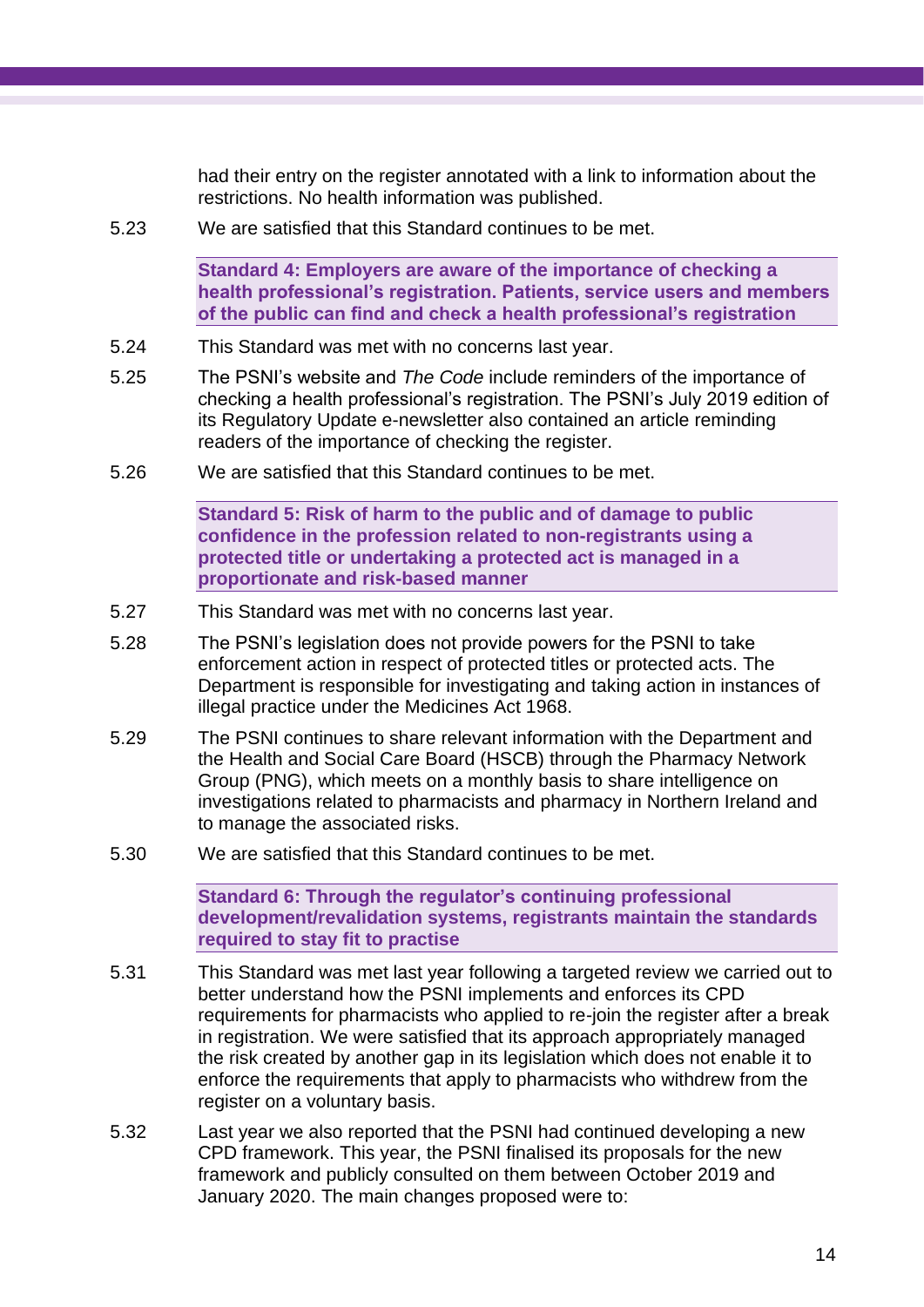had their entry on the register annotated with a link to information about the restrictions. No health information was published.

5.23 We are satisfied that this Standard continues to be met.

**Standard 4: Employers are aware of the importance of checking a health professional's registration. Patients, service users and members of the public can find and check a health professional's registration**

5.24 This Standard was met with no concerns last year.

5.25 The PSNI's website and *The Code* include reminders of the importance of checking a health professional's registration. The PSNI's July 2019 edition of its Regulatory Update e-newsletter also contained an article reminding readers of the importance of checking the register.

5.26 We are satisfied that this Standard continues to be met.

**Standard 5: Risk of harm to the public and of damage to public confidence in the profession related to non-registrants using a protected title or undertaking a protected act is managed in a proportionate and risk-based manner**

5.27 This Standard was met with no concerns last year.

5.28 The PSNI's legislation does not provide powers for the PSNI to take enforcement action in respect of protected titles or protected acts. The Department is responsible for investigating and taking action in instances of illegal practice under the Medicines Act 1968.

5.29 The PSNI continues to share relevant information with the Department and the Health and Social Care Board (HSCB) through the Pharmacy Network Group (PNG), which meets on a monthly basis to share intelligence on investigations related to pharmacists and pharmacy in Northern Ireland and to manage the associated risks.

5.30 We are satisfied that this Standard continues to be met.

**Standard 6: Through the regulator's continuing professional development/revalidation systems, registrants maintain the standards required to stay fit to practise**

5.31 This Standard was met last year following a targeted review we carried out to better understand how the PSNI implements and enforces its CPD requirements for pharmacists who applied to re-join the register after a break in registration. We were satisfied that its approach appropriately managed the risk created by another gap in its legislation which does not enable it to enforce the requirements that apply to pharmacists who withdrew from the register on a voluntary basis.

5.32 Last year we also reported that the PSNI had continued developing a new CPD framework. This year, the PSNI finalised its proposals for the new framework and publicly consulted on them between October 2019 and January 2020. The main changes proposed were to: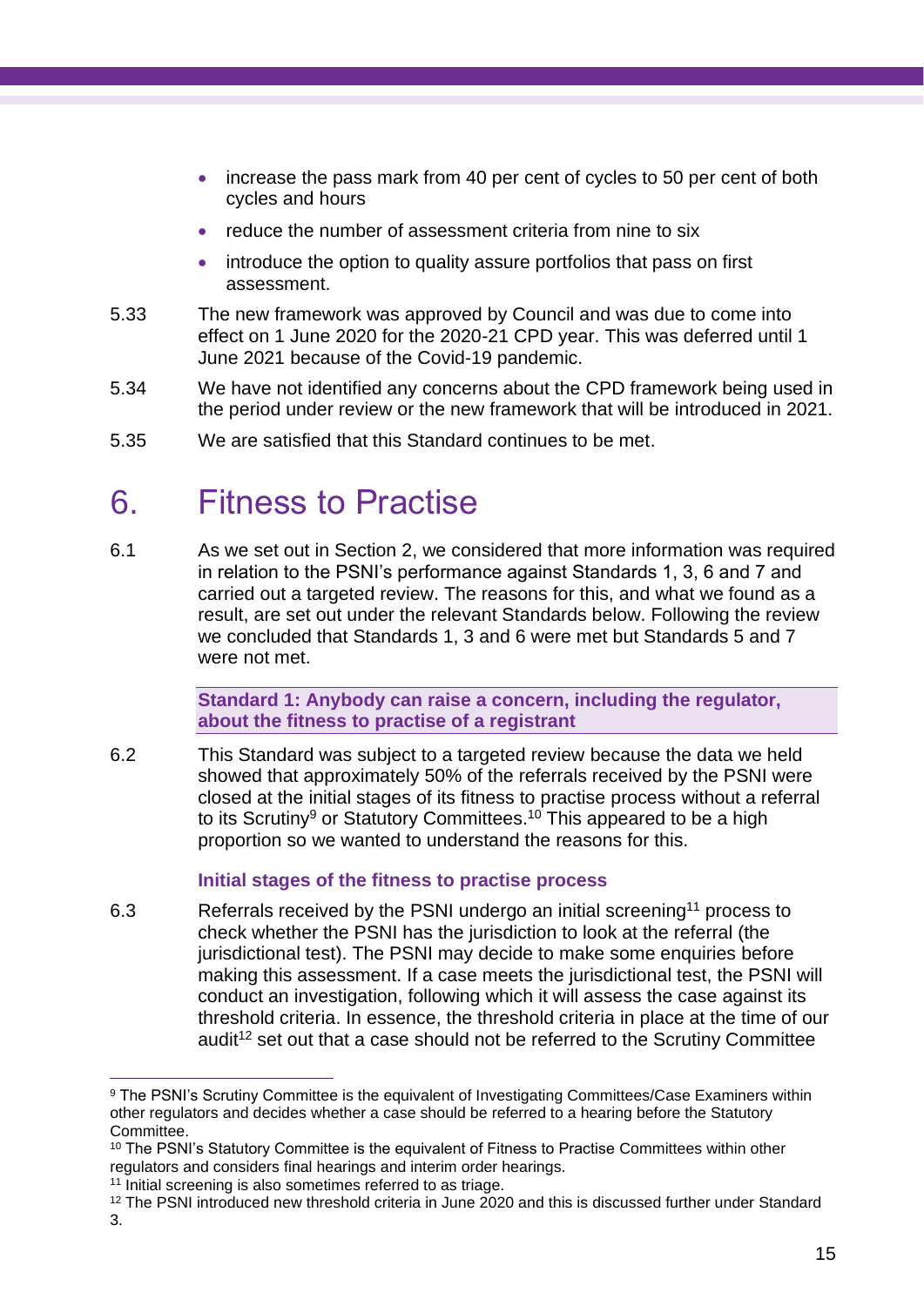- increase the pass mark from 40 per cent of cycles to 50 per cent of both cycles and hours
- reduce the number of assessment criteria from nine to six
- introduce the option to quality assure portfolios that pass on first assessment.

5.33 The new framework was approved by Council and was due to come into effect on 1 June 2020 for the 2020-21 CPD year. This was deferred until 1 June 2021 because of the Covid-19 pandemic.

5.34 We have not identified any concerns about the CPD framework being used in the period under review or the new framework that will be introduced in 2021.

5.35 We are satisfied that this Standard continues to be met.

# 6. Fitness to Practise

6.1 As we set out in Section 2, we considered that more information was required in relation to the PSNI's performance against Standards 1, 3, 6 and 7 and carried out a targeted review. The reasons for this, and what we found as a result, are set out under the relevant Standards below. Following the review we concluded that Standards 1, 3 and 6 were met but Standards 5 and 7 were not met.

**Standard 1: Anybody can raise a concern, including the regulator, about the fitness to practise of a registrant**

6.2 This Standard was subject to a targeted review because the data we held showed that approximately 50% of the referrals received by the PSNI were closed at the initial stages of its fitness to practise process without a referral to its Scrutiny[9] or Statutory Committees.[10] This appeared to be a high proportion so we wanted to understand the reasons for this.

### Initial stages of the fitness to practise process

6.3 Referrals received by the PSNI undergo an initial screening[11] process to check whether the PSNI has the jurisdiction to look at the referral (the jurisdictional test). The PSNI may decide to make some enquiries before making this assessment. If a case meets the jurisdictional test, the PSNI will conduct an investigation, following which it will assess the case against its threshold criteria. In essence, the threshold criteria in place at the time of our audit[12] set out that a case should not be referred to the Scrutiny Committee

---

[9] The PSNI's Scrutiny Committee is the equivalent of Investigating Committees/Case Examiners within other regulators and decides whether a case should be referred to a hearing before the Statutory Committee.

[10] The PSNI's Statutory Committee is the equivalent of Fitness to Practise Committees within other regulators and considers final hearings and interim order hearings.

[11] Initial screening is also sometimes referred to as triage.

[12] The PSNI introduced new threshold criteria in June 2020 and this is discussed further under Standard 3.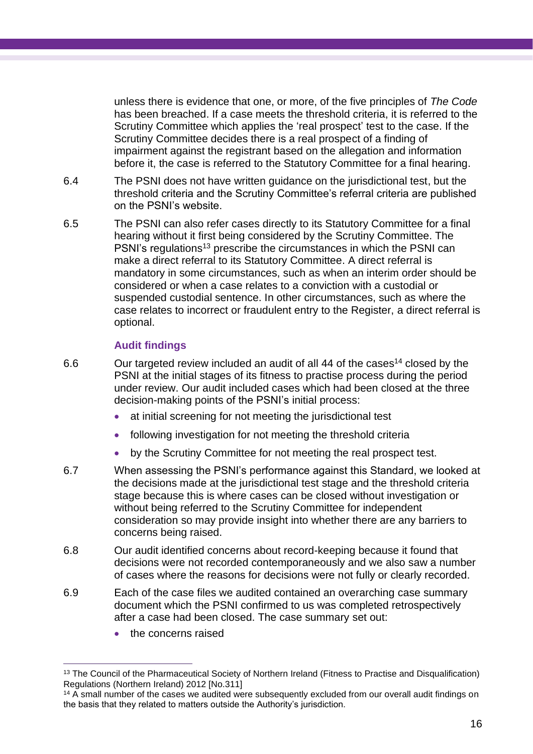unless there is evidence that one, or more, of the five principles of *The Code* has been breached. If a case meets the threshold criteria, it is referred to the Scrutiny Committee which applies the 'real prospect' test to the case. If the Scrutiny Committee decides there is a real prospect of a finding of impairment against the registrant based on the allegation and information before it, the case is referred to the Statutory Committee for a final hearing.

6.4 The PSNI does not have written guidance on the jurisdictional test, but the threshold criteria and the Scrutiny Committee's referral criteria are published on the PSNI's website.

6.5 The PSNI can also refer cases directly to its Statutory Committee for a final hearing without it first being considered by the Scrutiny Committee. The PSNI's regulations[13] prescribe the circumstances in which the PSNI can make a direct referral to its Statutory Committee. A direct referral is mandatory in some circumstances, such as when an interim order should be considered or when a case relates to a conviction with a custodial or suspended custodial sentence. In other circumstances, such as where the case relates to incorrect or fraudulent entry to the Register, a direct referral is optional.

### Audit findings

6.6 Our targeted review included an audit of all 44 of the cases[14] closed by the PSNI at the initial stages of its fitness to practise process during the period under review. Our audit included cases which had been closed at the three decision-making points of the PSNI's initial process:

- at initial screening for not meeting the jurisdictional test
- following investigation for not meeting the threshold criteria
- by the Scrutiny Committee for not meeting the real prospect test.

6.7 When assessing the PSNI's performance against this Standard, we looked at the decisions made at the jurisdictional test stage and the threshold criteria stage because this is where cases can be closed without investigation or without being referred to the Scrutiny Committee for independent consideration so may provide insight into whether there are any barriers to concerns being raised.

6.8 Our audit identified concerns about record-keeping because it found that decisions were not recorded contemporaneously and we also saw a number of cases where the reasons for decisions were not fully or clearly recorded.

6.9 Each of the case files we audited contained an overarching case summary document which the PSNI confirmed to us was completed retrospectively after a case had been closed. The case summary set out:

- the concerns raised

---

[13] The Council of the Pharmaceutical Society of Northern Ireland (Fitness to Practise and Disqualification) Regulations (Northern Ireland) 2012 [No.311]

[14] A small number of the cases we audited were subsequently excluded from our overall audit findings on the basis that they related to matters outside the Authority's jurisdiction.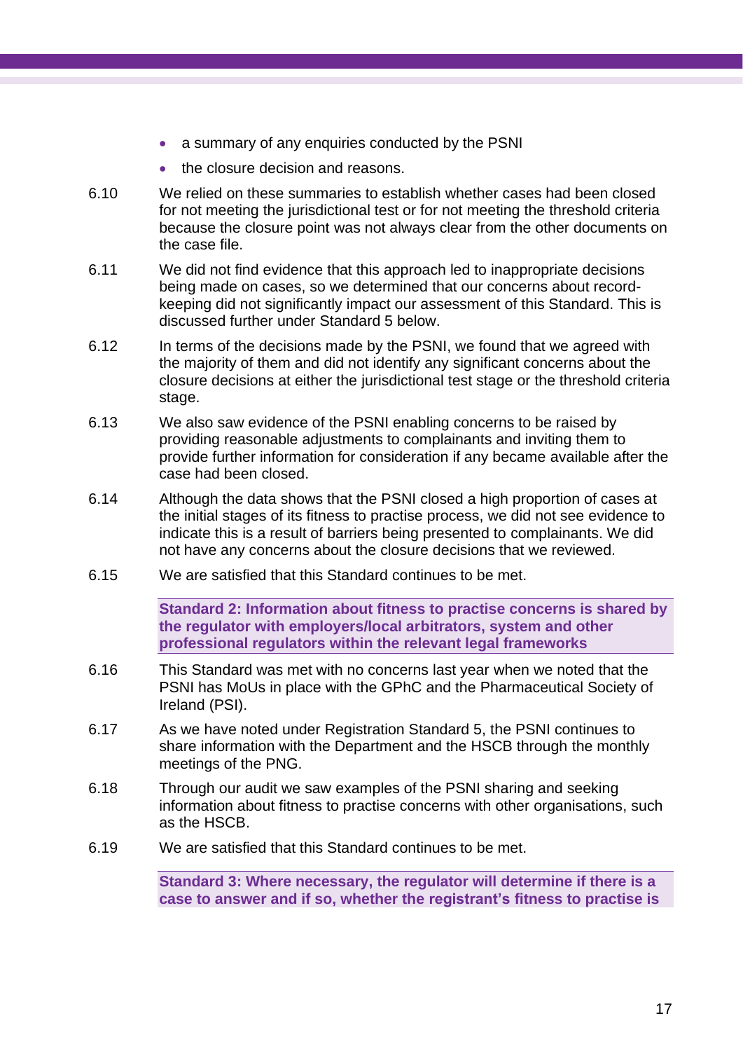- a summary of any enquiries conducted by the PSNI
- the closure decision and reasons.

6.10 We relied on these summaries to establish whether cases had been closed for not meeting the jurisdictional test or for not meeting the threshold criteria because the closure point was not always clear from the other documents on the case file.

6.11 We did not find evidence that this approach led to inappropriate decisions being made on cases, so we determined that our concerns about record-keeping did not significantly impact our assessment of this Standard. This is discussed further under Standard 5 below.

6.12 In terms of the decisions made by the PSNI, we found that we agreed with the majority of them and did not identify any significant concerns about the closure decisions at either the jurisdictional test stage or the threshold criteria stage.

6.13 We also saw evidence of the PSNI enabling concerns to be raised by providing reasonable adjustments to complainants and inviting them to provide further information for consideration if any became available after the case had been closed.

6.14 Although the data shows that the PSNI closed a high proportion of cases at the initial stages of its fitness to practise process, we did not see evidence to indicate this is a result of barriers being presented to complainants. We did not have any concerns about the closure decisions that we reviewed.

6.15 We are satisfied that this Standard continues to be met.

**Standard 2: Information about fitness to practise concerns is shared by the regulator with employers/local arbitrators, system and other professional regulators within the relevant legal frameworks**

6.16 This Standard was met with no concerns last year when we noted that the PSNI has MoUs in place with the GPhC and the Pharmaceutical Society of Ireland (PSI).

6.17 As we have noted under Registration Standard 5, the PSNI continues to share information with the Department and the HSCB through the monthly meetings of the PNG.

6.18 Through our audit we saw examples of the PSNI sharing and seeking information about fitness to practise concerns with other organisations, such as the HSCB.

6.19 We are satisfied that this Standard continues to be met.

**Standard 3: Where necessary, the regulator will determine if there is a case to answer and if so, whether the registrant's fitness to practise is**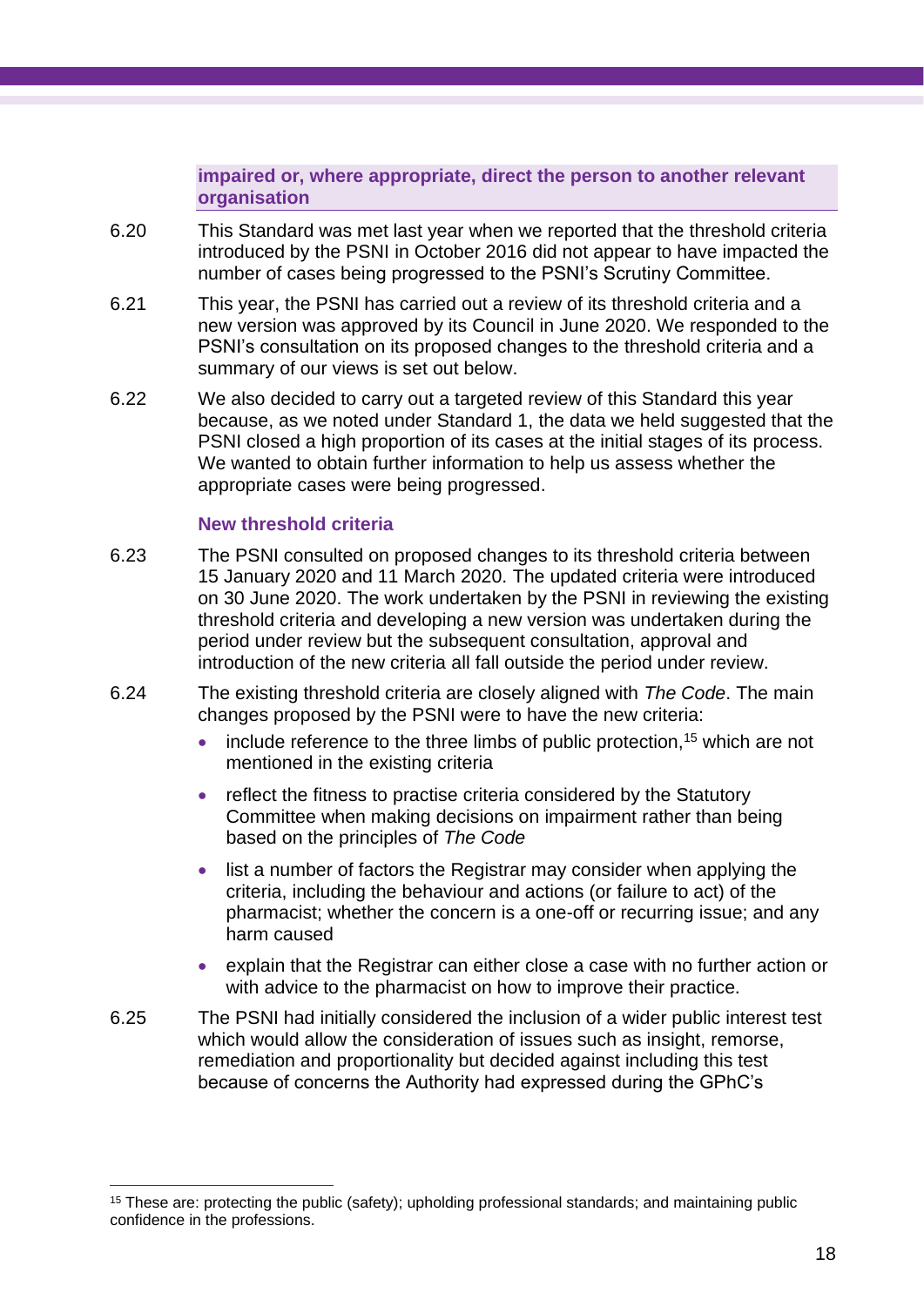**impaired or, where appropriate, direct the person to another relevant organisation**

6.20 This Standard was met last year when we reported that the threshold criteria introduced by the PSNI in October 2016 did not appear to have impacted the number of cases being progressed to the PSNI's Scrutiny Committee.

6.21 This year, the PSNI has carried out a review of its threshold criteria and a new version was approved by its Council in June 2020. We responded to the PSNI's consultation on its proposed changes to the threshold criteria and a summary of our views is set out below.

6.22 We also decided to carry out a targeted review of this Standard this year because, as we noted under Standard 1, the data we held suggested that the PSNI closed a high proportion of its cases at the initial stages of its process. We wanted to obtain further information to help us assess whether the appropriate cases were being progressed.

### New threshold criteria

6.23 The PSNI consulted on proposed changes to its threshold criteria between 15 January 2020 and 11 March 2020. The updated criteria were introduced on 30 June 2020. The work undertaken by the PSNI in reviewing the existing threshold criteria and developing a new version was undertaken during the period under review but the subsequent consultation, approval and introduction of the new criteria all fall outside the period under review.

6.24 The existing threshold criteria are closely aligned with *The Code*. The main changes proposed by the PSNI were to have the new criteria:

- include reference to the three limbs of public protection,[15] which are not mentioned in the existing criteria
- reflect the fitness to practise criteria considered by the Statutory Committee when making decisions on impairment rather than being based on the principles of *The Code*
- list a number of factors the Registrar may consider when applying the criteria, including the behaviour and actions (or failure to act) of the pharmacist; whether the concern is a one-off or recurring issue; and any harm caused
- explain that the Registrar can either close a case with no further action or with advice to the pharmacist on how to improve their practice.

6.25 The PSNI had initially considered the inclusion of a wider public interest test which would allow the consideration of issues such as insight, remorse, remediation and proportionality but decided against including this test because of concerns the Authority had expressed during the GPhC's

---

[15] These are: protecting the public (safety); upholding professional standards; and maintaining public confidence in the professions.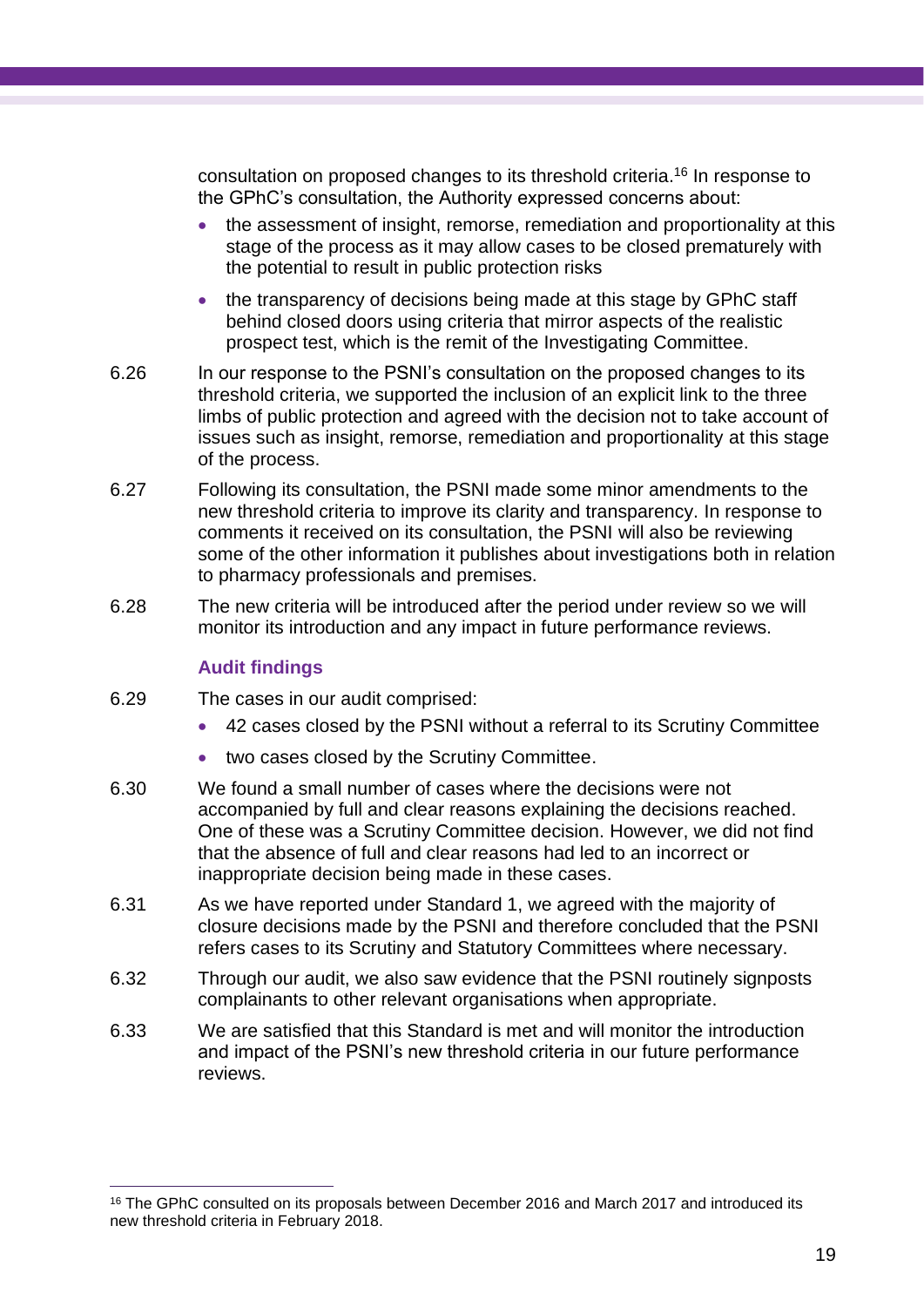consultation on proposed changes to its threshold criteria.[16] In response to the GPhC's consultation, the Authority expressed concerns about:

- the assessment of insight, remorse, remediation and proportionality at this stage of the process as it may allow cases to be closed prematurely with the potential to result in public protection risks
- the transparency of decisions being made at this stage by GPhC staff behind closed doors using criteria that mirror aspects of the realistic prospect test, which is the remit of the Investigating Committee.

6.26 In our response to the PSNI's consultation on the proposed changes to its threshold criteria, we supported the inclusion of an explicit link to the three limbs of public protection and agreed with the decision not to take account of issues such as insight, remorse, remediation and proportionality at this stage of the process.

6.27 Following its consultation, the PSNI made some minor amendments to the new threshold criteria to improve its clarity and transparency. In response to comments it received on its consultation, the PSNI will also be reviewing some of the other information it publishes about investigations both in relation to pharmacy professionals and premises.

6.28 The new criteria will be introduced after the period under review so we will monitor its introduction and any impact in future performance reviews.

### Audit findings

6.29 The cases in our audit comprised:

- 42 cases closed by the PSNI without a referral to its Scrutiny Committee
- two cases closed by the Scrutiny Committee.

6.30 We found a small number of cases where the decisions were not accompanied by full and clear reasons explaining the decisions reached. One of these was a Scrutiny Committee decision. However, we did not find that the absence of full and clear reasons had led to an incorrect or inappropriate decision being made in these cases.

6.31 As we have reported under Standard 1, we agreed with the majority of closure decisions made by the PSNI and therefore concluded that the PSNI refers cases to its Scrutiny and Statutory Committees where necessary.

6.32 Through our audit, we also saw evidence that the PSNI routinely signposts complainants to other relevant organisations when appropriate.

6.33 We are satisfied that this Standard is met and will monitor the introduction and impact of the PSNI's new threshold criteria in our future performance reviews.

[16] The GPhC consulted on its proposals between December 2016 and March 2017 and introduced its new threshold criteria in February 2018.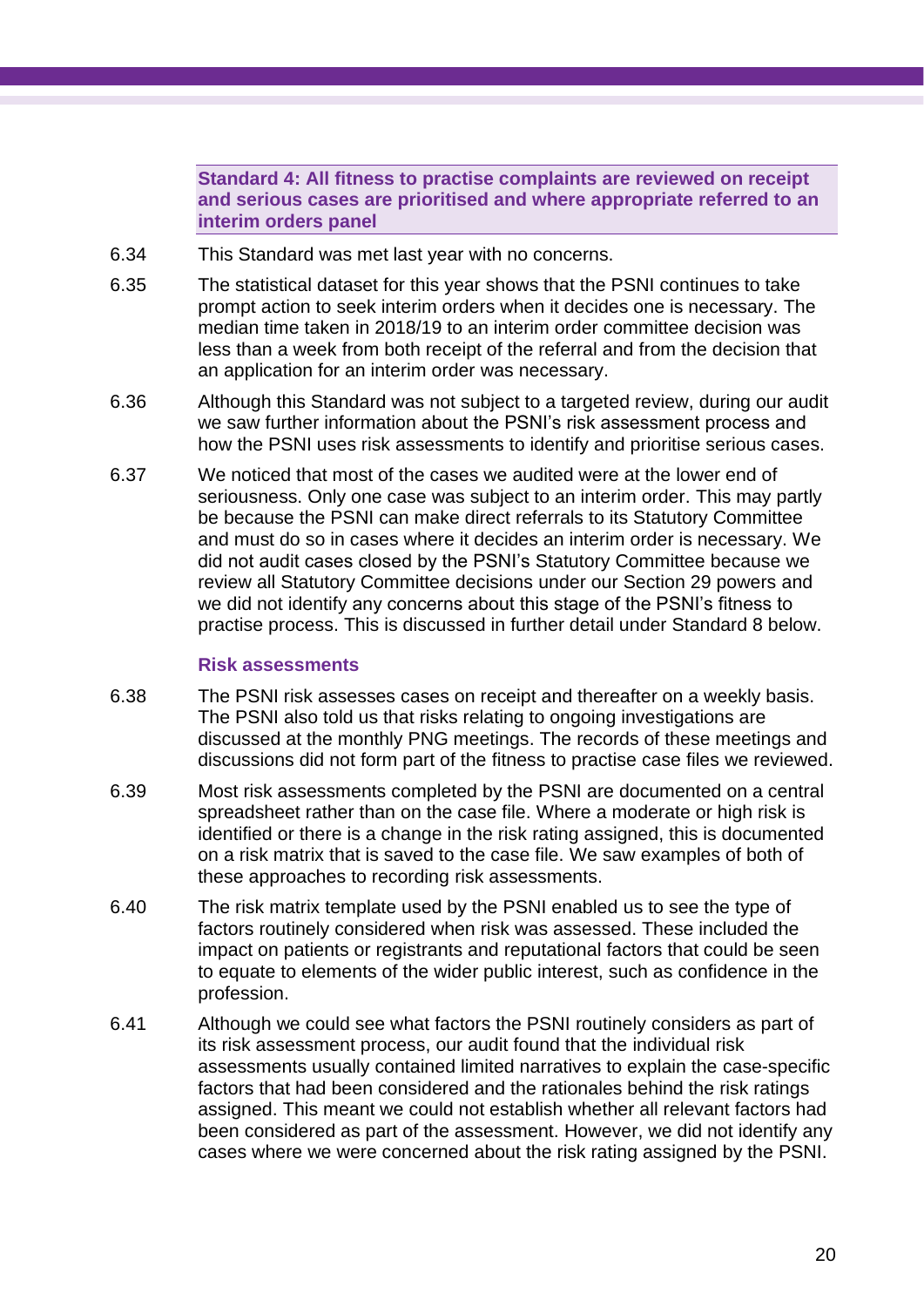**Standard 4: All fitness to practise complaints are reviewed on receipt and serious cases are prioritised and where appropriate referred to an interim orders panel**

6.34 This Standard was met last year with no concerns.

6.35 The statistical dataset for this year shows that the PSNI continues to take prompt action to seek interim orders when it decides one is necessary. The median time taken in 2018/19 to an interim order committee decision was less than a week from both receipt of the referral and from the decision that an application for an interim order was necessary.

6.36 Although this Standard was not subject to a targeted review, during our audit we saw further information about the PSNI's risk assessment process and how the PSNI uses risk assessments to identify and prioritise serious cases.

6.37 We noticed that most of the cases we audited were at the lower end of seriousness. Only one case was subject to an interim order. This may partly be because the PSNI can make direct referrals to its Statutory Committee and must do so in cases where it decides an interim order is necessary. We did not audit cases closed by the PSNI's Statutory Committee because we review all Statutory Committee decisions under our Section 29 powers and we did not identify any concerns about this stage of the PSNI's fitness to practise process. This is discussed in further detail under Standard 8 below.

### Risk assessments

6.38 The PSNI risk assesses cases on receipt and thereafter on a weekly basis. The PSNI also told us that risks relating to ongoing investigations are discussed at the monthly PNG meetings. The records of these meetings and discussions did not form part of the fitness to practise case files we reviewed.

6.39 Most risk assessments completed by the PSNI are documented on a central spreadsheet rather than on the case file. Where a moderate or high risk is identified or there is a change in the risk rating assigned, this is documented on a risk matrix that is saved to the case file. We saw examples of both of these approaches to recording risk assessments.

6.40 The risk matrix template used by the PSNI enabled us to see the type of factors routinely considered when risk was assessed. These included the impact on patients or registrants and reputational factors that could be seen to equate to elements of the wider public interest, such as confidence in the profession.

6.41 Although we could see what factors the PSNI routinely considers as part of its risk assessment process, our audit found that the individual risk assessments usually contained limited narratives to explain the case-specific factors that had been considered and the rationales behind the risk ratings assigned. This meant we could not establish whether all relevant factors had been considered as part of the assessment. However, we did not identify any cases where we were concerned about the risk rating assigned by the PSNI.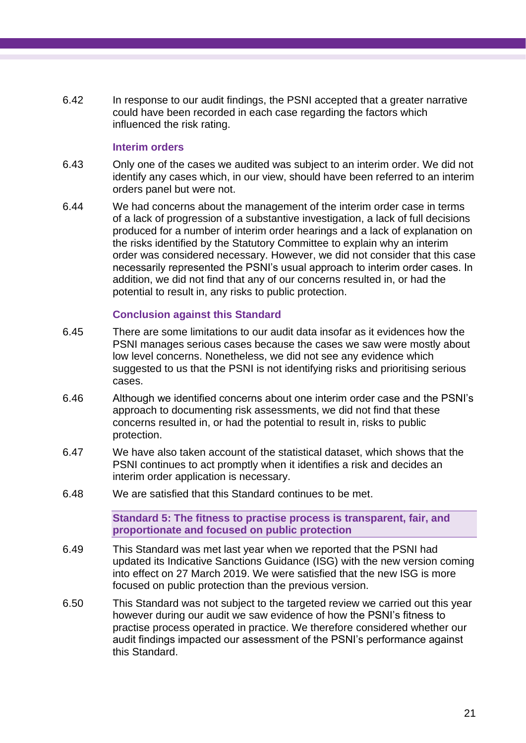6.42 In response to our audit findings, the PSNI accepted that a greater narrative could have been recorded in each case regarding the factors which influenced the risk rating.

### Interim orders

6.43 Only one of the cases we audited was subject to an interim order. We did not identify any cases which, in our view, should have been referred to an interim orders panel but were not.

6.44 We had concerns about the management of the interim order case in terms of a lack of progression of a substantive investigation, a lack of full decisions produced for a number of interim order hearings and a lack of explanation on the risks identified by the Statutory Committee to explain why an interim order was considered necessary. However, we did not consider that this case necessarily represented the PSNI's usual approach to interim order cases. In addition, we did not find that any of our concerns resulted in, or had the potential to result in, any risks to public protection.

### Conclusion against this Standard

6.45 There are some limitations to our audit data insofar as it evidences how the PSNI manages serious cases because the cases we saw were mostly about low level concerns. Nonetheless, we did not see any evidence which suggested to us that the PSNI is not identifying risks and prioritising serious cases.

6.46 Although we identified concerns about one interim order case and the PSNI's approach to documenting risk assessments, we did not find that these concerns resulted in, or had the potential to result in, risks to public protection.

6.47 We have also taken account of the statistical dataset, which shows that the PSNI continues to act promptly when it identifies a risk and decides an interim order application is necessary.

6.48 We are satisfied that this Standard continues to be met.

### Standard 5: The fitness to practise process is transparent, fair, and proportionate and focused on public protection

6.49 This Standard was met last year when we reported that the PSNI had updated its Indicative Sanctions Guidance (ISG) with the new version coming into effect on 27 March 2019. We were satisfied that the new ISG is more focused on public protection than the previous version.

6.50 This Standard was not subject to the targeted review we carried out this year however during our audit we saw evidence of how the PSNI's fitness to practise process operated in practice. We therefore considered whether our audit findings impacted our assessment of the PSNI's performance against this Standard.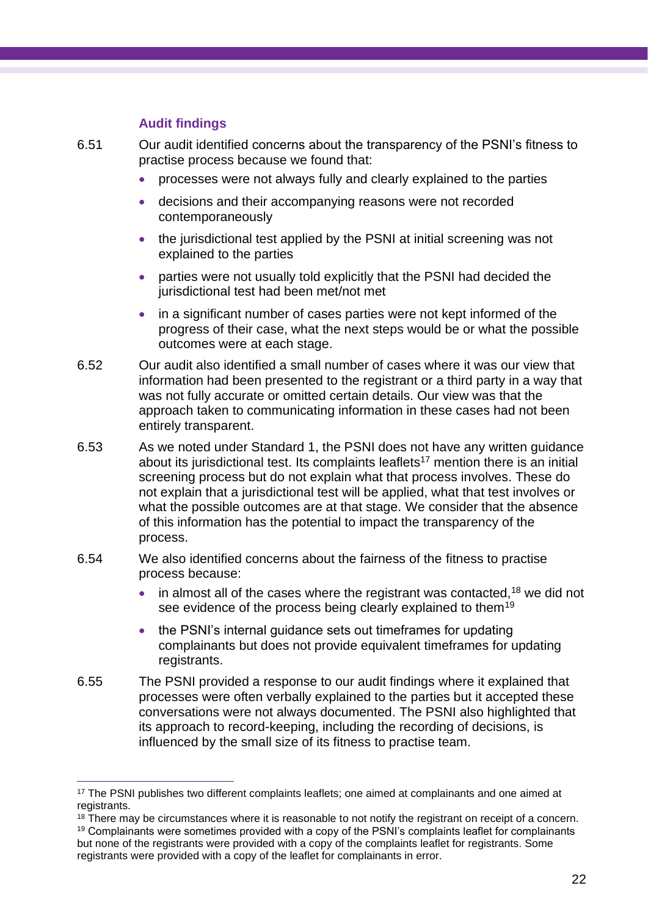### Audit findings

6.51 Our audit identified concerns about the transparency of the PSNI's fitness to practise process because we found that:

- processes were not always fully and clearly explained to the parties
- decisions and their accompanying reasons were not recorded contemporaneously
- the jurisdictional test applied by the PSNI at initial screening was not explained to the parties
- parties were not usually told explicitly that the PSNI had decided the jurisdictional test had been met/not met
- in a significant number of cases parties were not kept informed of the progress of their case, what the next steps would be or what the possible outcomes were at each stage.

6.52 Our audit also identified a small number of cases where it was our view that information had been presented to the registrant or a third party in a way that was not fully accurate or omitted certain details. Our view was that the approach taken to communicating information in these cases had not been entirely transparent.

6.53 As we noted under Standard 1, the PSNI does not have any written guidance about its jurisdictional test. Its complaints leaflets[17] mention there is an initial screening process but do not explain what that process involves. These do not explain that a jurisdictional test will be applied, what that test involves or what the possible outcomes are at that stage. We consider that the absence of this information has the potential to impact the transparency of the process.

6.54 We also identified concerns about the fairness of the fitness to practise process because:

- in almost all of the cases where the registrant was contacted,[18] we did not see evidence of the process being clearly explained to them[19]
- the PSNI's internal guidance sets out timeframes for updating complainants but does not provide equivalent timeframes for updating registrants.

6.55 The PSNI provided a response to our audit findings where it explained that processes were often verbally explained to the parties but it accepted these conversations were not always documented. The PSNI also highlighted that its approach to record-keeping, including the recording of decisions, is influenced by the small size of its fitness to practise team.

---

[17] The PSNI publishes two different complaints leaflets; one aimed at complainants and one aimed at registrants.

[18] There may be circumstances where it is reasonable to not notify the registrant on receipt of a concern.

[19] Complainants were sometimes provided with a copy of the PSNI's complaints leaflet for complainants but none of the registrants were provided with a copy of the complaints leaflet for registrants. Some registrants were provided with a copy of the leaflet for complainants in error.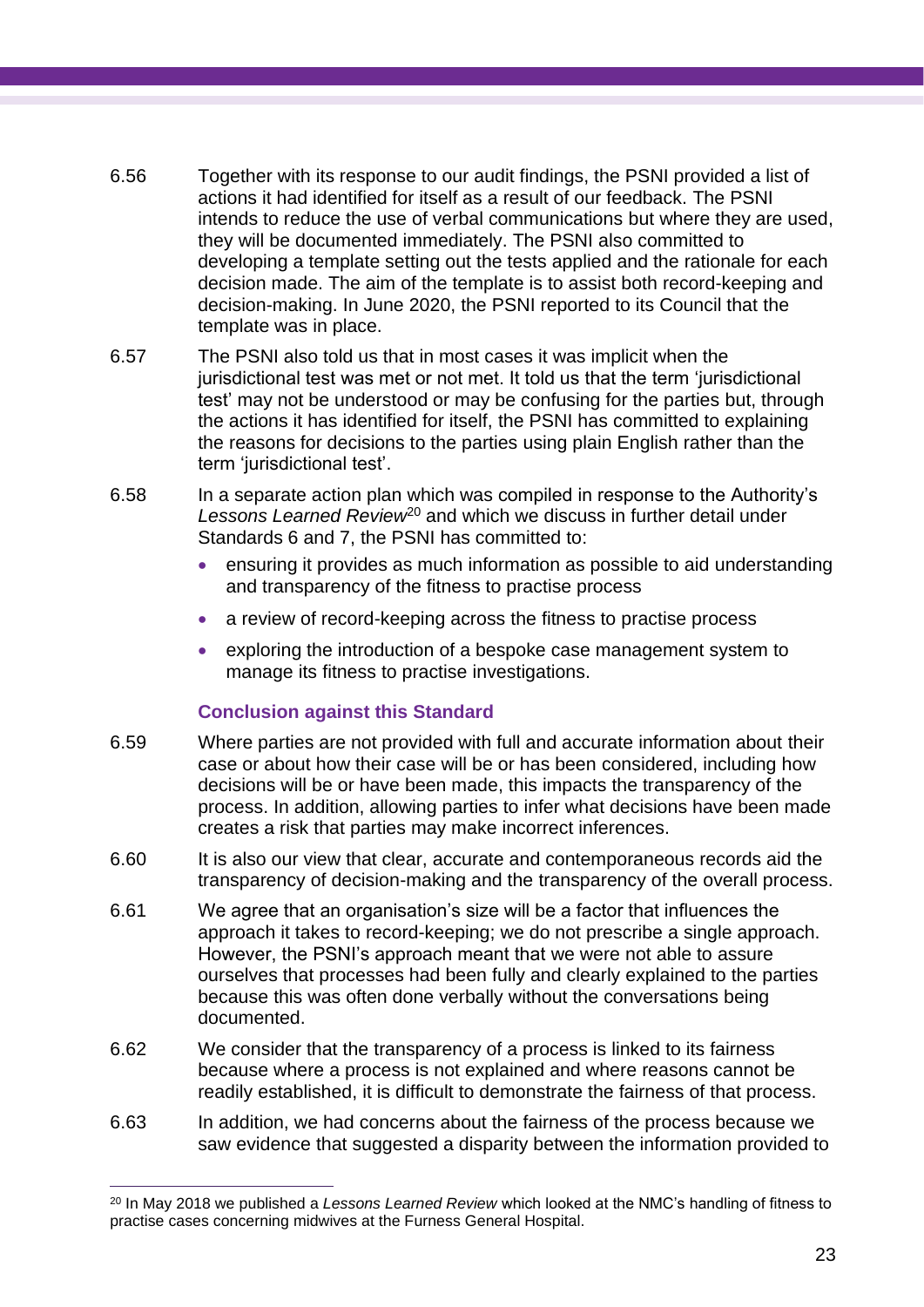6.56 Together with its response to our audit findings, the PSNI provided a list of actions it had identified for itself as a result of our feedback. The PSNI intends to reduce the use of verbal communications but where they are used, they will be documented immediately. The PSNI also committed to developing a template setting out the tests applied and the rationale for each decision made. The aim of the template is to assist both record-keeping and decision-making. In June 2020, the PSNI reported to its Council that the template was in place.

6.57 The PSNI also told us that in most cases it was implicit when the jurisdictional test was met or not met. It told us that the term 'jurisdictional test' may not be understood or may be confusing for the parties but, through the actions it has identified for itself, the PSNI has committed to explaining the reasons for decisions to the parties using plain English rather than the term 'jurisdictional test'.

6.58 In a separate action plan which was compiled in response to the Authority's *Lessons Learned Review*[20] and which we discuss in further detail under Standards 6 and 7, the PSNI has committed to:

- ensuring it provides as much information as possible to aid understanding and transparency of the fitness to practise process
- a review of record-keeping across the fitness to practise process
- exploring the introduction of a bespoke case management system to manage its fitness to practise investigations.

### Conclusion against this Standard

6.59 Where parties are not provided with full and accurate information about their case or about how their case will be or has been considered, including how decisions will be or have been made, this impacts the transparency of the process. In addition, allowing parties to infer what decisions have been made creates a risk that parties may make incorrect inferences.

6.60 It is also our view that clear, accurate and contemporaneous records aid the transparency of decision-making and the transparency of the overall process.

6.61 We agree that an organisation's size will be a factor that influences the approach it takes to record-keeping; we do not prescribe a single approach. However, the PSNI's approach meant that we were not able to assure ourselves that processes had been fully and clearly explained to the parties because this was often done verbally without the conversations being documented.

6.62 We consider that the transparency of a process is linked to its fairness because where a process is not explained and where reasons cannot be readily established, it is difficult to demonstrate the fairness of that process.

6.63 In addition, we had concerns about the fairness of the process because we saw evidence that suggested a disparity between the information provided to

---

[20] In May 2018 we published a *Lessons Learned Review* which looked at the NMC's handling of fitness to practise cases concerning midwives at the Furness General Hospital.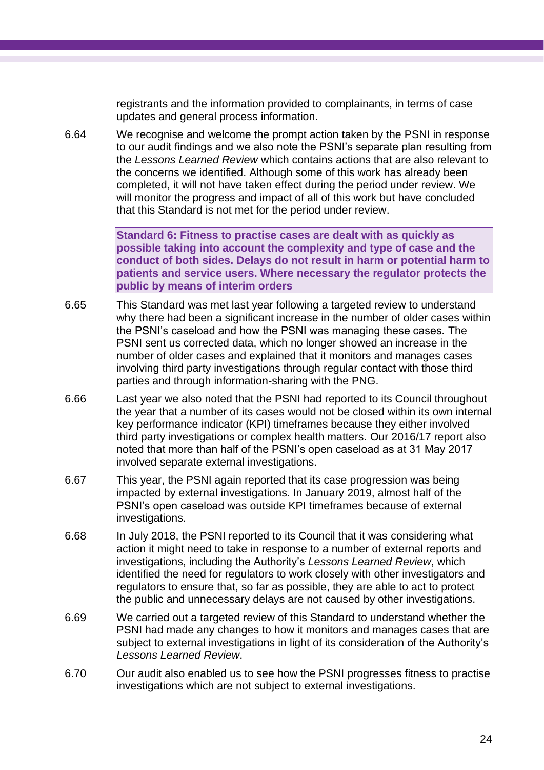registrants and the information provided to complainants, in terms of case updates and general process information.

6.64 We recognise and welcome the prompt action taken by the PSNI in response to our audit findings and we also note the PSNI's separate plan resulting from the *Lessons Learned Review* which contains actions that are also relevant to the concerns we identified. Although some of this work has already been completed, it will not have taken effect during the period under review. We will monitor the progress and impact of all of this work but have concluded that this Standard is not met for the period under review.

**Standard 6: Fitness to practise cases are dealt with as quickly as possible taking into account the complexity and type of case and the conduct of both sides. Delays do not result in harm or potential harm to patients and service users. Where necessary the regulator protects the public by means of interim orders**

6.65 This Standard was met last year following a targeted review to understand why there had been a significant increase in the number of older cases within the PSNI's caseload and how the PSNI was managing these cases. The PSNI sent us corrected data, which no longer showed an increase in the number of older cases and explained that it monitors and manages cases involving third party investigations through regular contact with those third parties and through information-sharing with the PNG.

6.66 Last year we also noted that the PSNI had reported to its Council throughout the year that a number of its cases would not be closed within its own internal key performance indicator (KPI) timeframes because they either involved third party investigations or complex health matters. Our 2016/17 report also noted that more than half of the PSNI's open caseload as at 31 May 2017 involved separate external investigations.

6.67 This year, the PSNI again reported that its case progression was being impacted by external investigations. In January 2019, almost half of the PSNI's open caseload was outside KPI timeframes because of external investigations.

6.68 In July 2018, the PSNI reported to its Council that it was considering what action it might need to take in response to a number of external reports and investigations, including the Authority's *Lessons Learned Review*, which identified the need for regulators to work closely with other investigators and regulators to ensure that, so far as possible, they are able to act to protect the public and unnecessary delays are not caused by other investigations.

6.69 We carried out a targeted review of this Standard to understand whether the PSNI had made any changes to how it monitors and manages cases that are subject to external investigations in light of its consideration of the Authority's *Lessons Learned Review*.

6.70 Our audit also enabled us to see how the PSNI progresses fitness to practise investigations which are not subject to external investigations.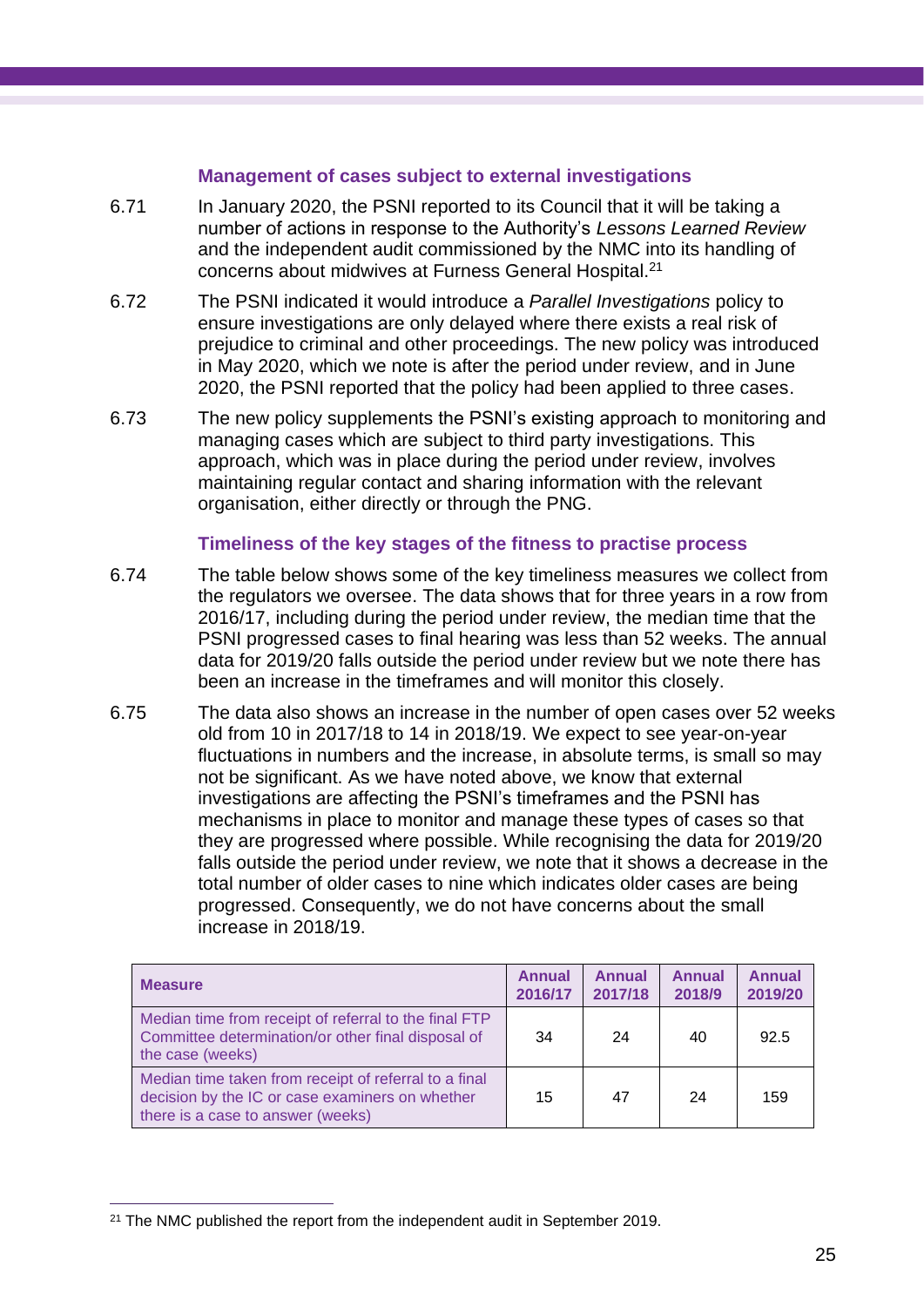### Management of cases subject to external investigations

6.71 In January 2020, the PSNI reported to its Council that it will be taking a number of actions in response to the Authority's *Lessons Learned Review* and the independent audit commissioned by the NMC into its handling of concerns about midwives at Furness General Hospital.[21]

6.72 The PSNI indicated it would introduce a *Parallel Investigations* policy to ensure investigations are only delayed where there exists a real risk of prejudice to criminal and other proceedings. The new policy was introduced in May 2020, which we note is after the period under review, and in June 2020, the PSNI reported that the policy had been applied to three cases.

6.73 The new policy supplements the PSNI's existing approach to monitoring and managing cases which are subject to third party investigations. This approach, which was in place during the period under review, involves maintaining regular contact and sharing information with the relevant organisation, either directly or through the PNG.

### Timeliness of the key stages of the fitness to practise process

6.74 The table below shows some of the key timeliness measures we collect from the regulators we oversee. The data shows that for three years in a row from 2016/17, including during the period under review, the median time that the PSNI progressed cases to final hearing was less than 52 weeks. The annual data for 2019/20 falls outside the period under review but we note there has been an increase in the timeframes and will monitor this closely.

6.75 The data also shows an increase in the number of open cases over 52 weeks old from 10 in 2017/18 to 14 in 2018/19. We expect to see year-on-year fluctuations in numbers and the increase, in absolute terms, is small so may not be significant. As we have noted above, we know that external investigations are affecting the PSNI's timeframes and the PSNI has mechanisms in place to monitor and manage these types of cases so that they are progressed where possible. While recognising the data for 2019/20 falls outside the period under review, we note that it shows a decrease in the total number of older cases to nine which indicates older cases are being progressed. Consequently, we do not have concerns about the small increase in 2018/19.

| Measure | Annual 2016/17 | Annual 2017/18 | Annual 2018/9 | Annual 2019/20 |
|---|---|---|---|---|
| Median time from receipt of referral to the final FTP Committee determination/or other final disposal of the case (weeks) | 34 | 24 | 40 | 92.5 |
| Median time taken from receipt of referral to a final decision by the IC or case examiners on whether there is a case to answer (weeks) | 15 | 47 | 24 | 159 |

[21] The NMC published the report from the independent audit in September 2019.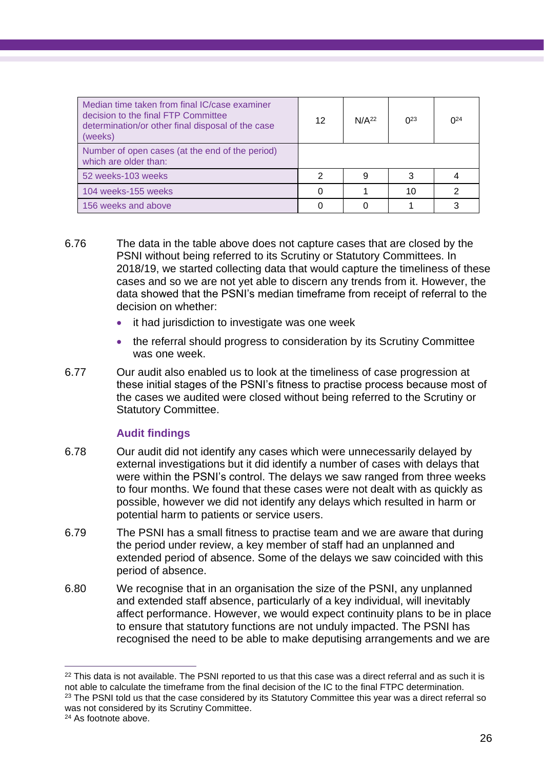| | | | | |
|---|---|---|---|---|
| Median time taken from final IC/case examiner decision to the final FTP Committee determination/or other final disposal of the case (weeks) | 12 | N/A[22] | 0[23] | 0[24] |
| Number of open cases (at the end of the period) which are older than: | | | | |
| 52 weeks-103 weeks | 2 | 9 | 3 | 4 |
| 104 weeks-155 weeks | 0 | 1 | 10 | 2 |
| 156 weeks and above | 0 | 0 | 1 | 3 |

6.76 The data in the table above does not capture cases that are closed by the PSNI without being referred to its Scrutiny or Statutory Committees. In 2018/19, we started collecting data that would capture the timeliness of these cases and so we are not yet able to discern any trends from it. However, the data showed that the PSNI's median timeframe from receipt of referral to the decision on whether:

- it had jurisdiction to investigate was one week
- the referral should progress to consideration by its Scrutiny Committee was one week.

6.77 Our audit also enabled us to look at the timeliness of case progression at these initial stages of the PSNI's fitness to practise process because most of the cases we audited were closed without being referred to the Scrutiny or Statutory Committee.

### Audit findings

6.78 Our audit did not identify any cases which were unnecessarily delayed by external investigations but it did identify a number of cases with delays that were within the PSNI's control. The delays we saw ranged from three weeks to four months. We found that these cases were not dealt with as quickly as possible, however we did not identify any delays which resulted in harm or potential harm to patients or service users.

6.79 The PSNI has a small fitness to practise team and we are aware that during the period under review, a key member of staff had an unplanned and extended period of absence. Some of the delays we saw coincided with this period of absence.

6.80 We recognise that in an organisation the size of the PSNI, any unplanned and extended staff absence, particularly of a key individual, will inevitably affect performance. However, we would expect continuity plans to be in place to ensure that statutory functions are not unduly impacted. The PSNI has recognised the need to be able to make deputising arrangements and we are

---

[22] This data is not available. The PSNI reported to us that this case was a direct referral and as such it is not able to calculate the timeframe from the final decision of the IC to the final FTPC determination.

[23] The PSNI told us that the case considered by its Statutory Committee this year was a direct referral so was not considered by its Scrutiny Committee.

[24] As footnote above.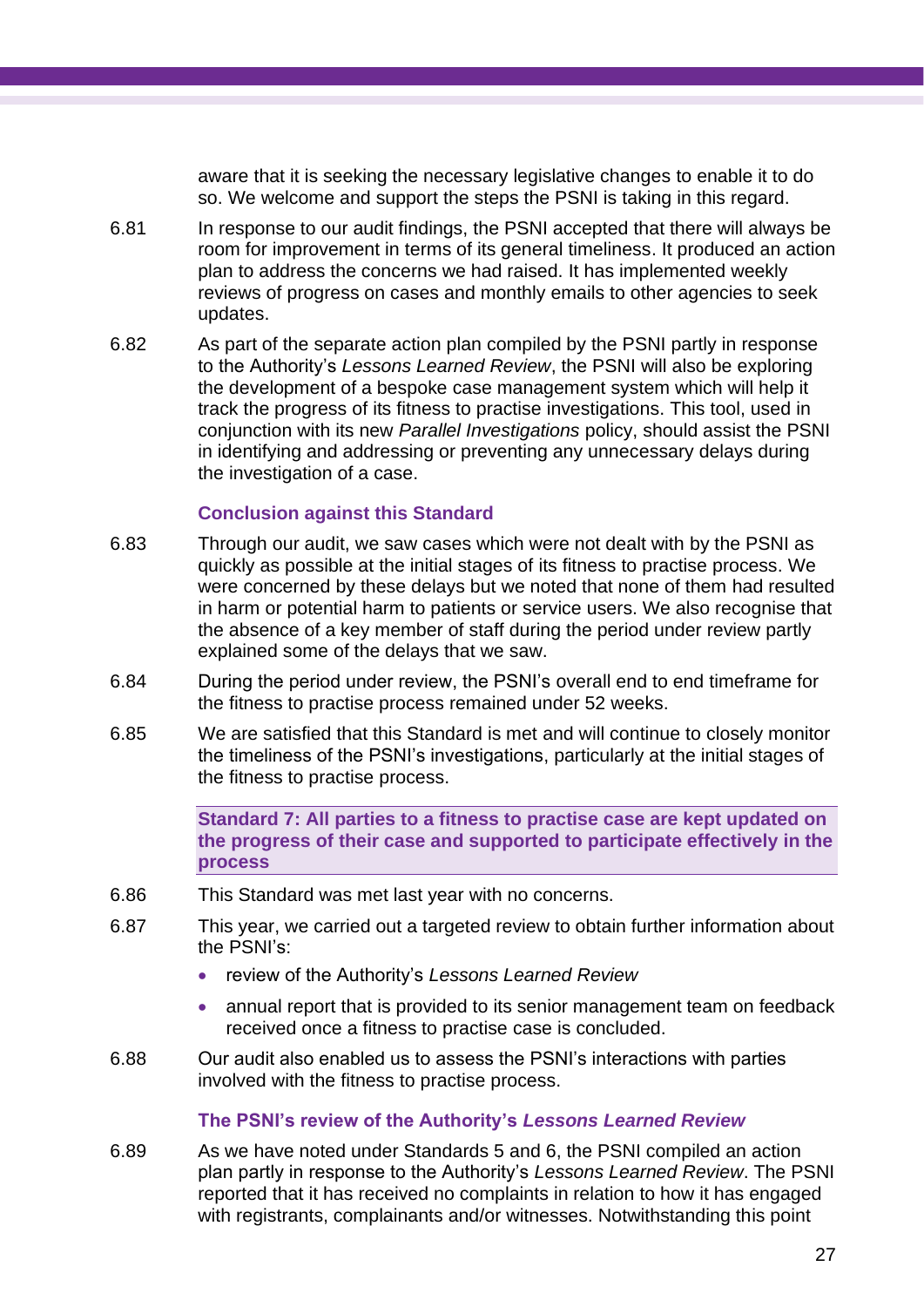aware that it is seeking the necessary legislative changes to enable it to do so. We welcome and support the steps the PSNI is taking in this regard.

6.81 In response to our audit findings, the PSNI accepted that there will always be room for improvement in terms of its general timeliness. It produced an action plan to address the concerns we had raised. It has implemented weekly reviews of progress on cases and monthly emails to other agencies to seek updates.

6.82 As part of the separate action plan compiled by the PSNI partly in response to the Authority's *Lessons Learned Review*, the PSNI will also be exploring the development of a bespoke case management system which will help it track the progress of its fitness to practise investigations. This tool, used in conjunction with its new *Parallel Investigations* policy, should assist the PSNI in identifying and addressing or preventing any unnecessary delays during the investigation of a case.

### Conclusion against this Standard

6.83 Through our audit, we saw cases which were not dealt with by the PSNI as quickly as possible at the initial stages of its fitness to practise process. We were concerned by these delays but we noted that none of them had resulted in harm or potential harm to patients or service users. We also recognise that the absence of a key member of staff during the period under review partly explained some of the delays that we saw.

6.84 During the period under review, the PSNI's overall end to end timeframe for the fitness to practise process remained under 52 weeks.

6.85 We are satisfied that this Standard is met and will continue to closely monitor the timeliness of the PSNI's investigations, particularly at the initial stages of the fitness to practise process.

### Standard 7: All parties to a fitness to practise case are kept updated on the progress of their case and supported to participate effectively in the process

6.86 This Standard was met last year with no concerns.

6.87 This year, we carried out a targeted review to obtain further information about the PSNI's:

- review of the Authority's *Lessons Learned Review*
- annual report that is provided to its senior management team on feedback received once a fitness to practise case is concluded.

6.88 Our audit also enabled us to assess the PSNI's interactions with parties involved with the fitness to practise process.

### The PSNI's review of the Authority's *Lessons Learned Review*

6.89 As we have noted under Standards 5 and 6, the PSNI compiled an action plan partly in response to the Authority's *Lessons Learned Review*. The PSNI reported that it has received no complaints in relation to how it has engaged with registrants, complainants and/or witnesses. Notwithstanding this point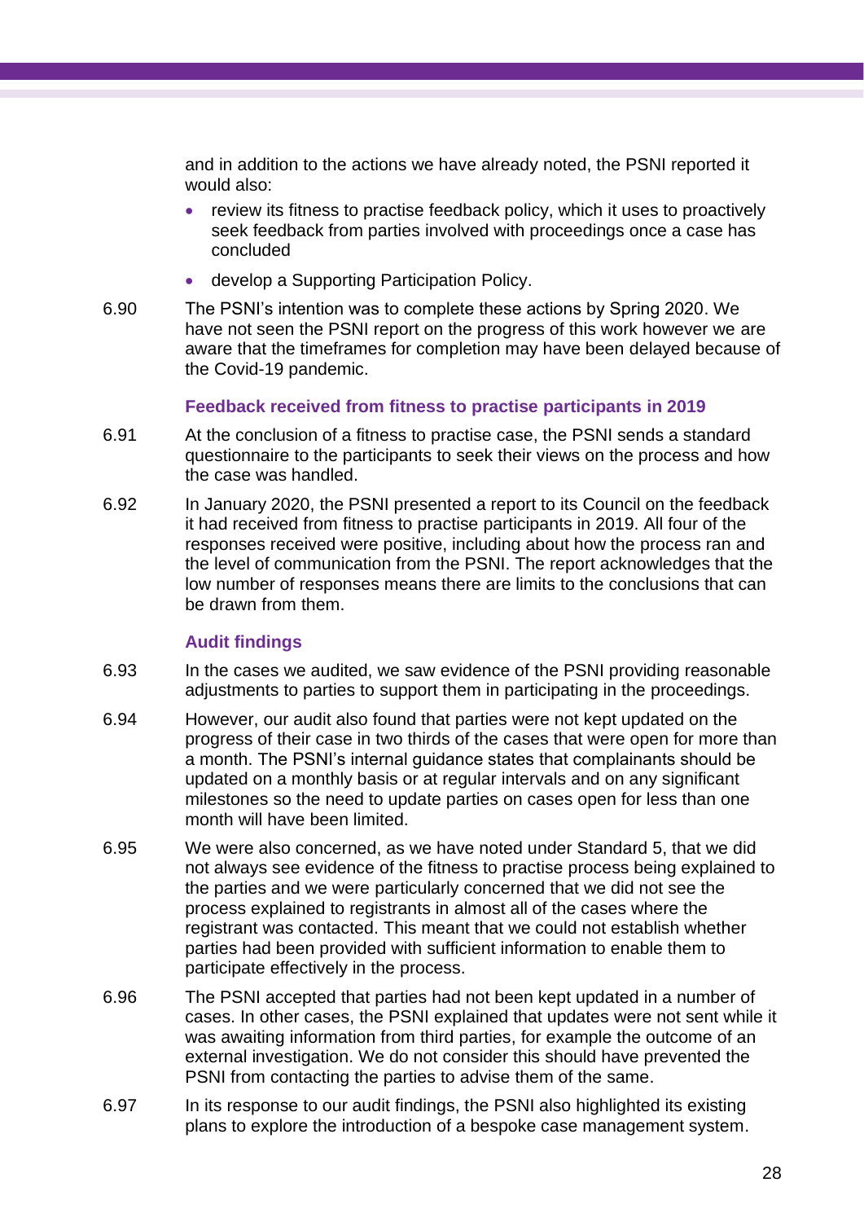and in addition to the actions we have already noted, the PSNI reported it would also:

- review its fitness to practise feedback policy, which it uses to proactively seek feedback from parties involved with proceedings once a case has concluded
- develop a Supporting Participation Policy.

6.90 The PSNI's intention was to complete these actions by Spring 2020. We have not seen the PSNI report on the progress of this work however we are aware that the timeframes for completion may have been delayed because of the Covid-19 pandemic.

### Feedback received from fitness to practise participants in 2019

6.91 At the conclusion of a fitness to practise case, the PSNI sends a standard questionnaire to the participants to seek their views on the process and how the case was handled.

6.92 In January 2020, the PSNI presented a report to its Council on the feedback it had received from fitness to practise participants in 2019. All four of the responses received were positive, including about how the process ran and the level of communication from the PSNI. The report acknowledges that the low number of responses means there are limits to the conclusions that can be drawn from them.

### Audit findings

6.93 In the cases we audited, we saw evidence of the PSNI providing reasonable adjustments to parties to support them in participating in the proceedings.

6.94 However, our audit also found that parties were not kept updated on the progress of their case in two thirds of the cases that were open for more than a month. The PSNI's internal guidance states that complainants should be updated on a monthly basis or at regular intervals and on any significant milestones so the need to update parties on cases open for less than one month will have been limited.

6.95 We were also concerned, as we have noted under Standard 5, that we did not always see evidence of the fitness to practise process being explained to the parties and we were particularly concerned that we did not see the process explained to registrants in almost all of the cases where the registrant was contacted. This meant that we could not establish whether parties had been provided with sufficient information to enable them to participate effectively in the process.

6.96 The PSNI accepted that parties had not been kept updated in a number of cases. In other cases, the PSNI explained that updates were not sent while it was awaiting information from third parties, for example the outcome of an external investigation. We do not consider this should have prevented the PSNI from contacting the parties to advise them of the same.

6.97 In its response to our audit findings, the PSNI also highlighted its existing plans to explore the introduction of a bespoke case management system.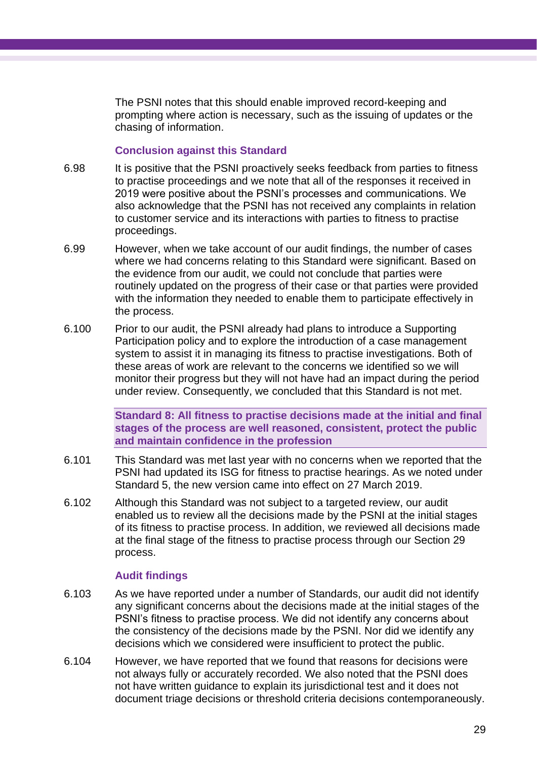The PSNI notes that this should enable improved record-keeping and prompting where action is necessary, such as the issuing of updates or the chasing of information.

### Conclusion against this Standard

6.98 It is positive that the PSNI proactively seeks feedback from parties to fitness to practise proceedings and we note that all of the responses it received in 2019 were positive about the PSNI's processes and communications. We also acknowledge that the PSNI has not received any complaints in relation to customer service and its interactions with parties to fitness to practise proceedings.

6.99 However, when we take account of our audit findings, the number of cases where we had concerns relating to this Standard were significant. Based on the evidence from our audit, we could not conclude that parties were routinely updated on the progress of their case or that parties were provided with the information they needed to enable them to participate effectively in the process.

6.100 Prior to our audit, the PSNI already had plans to introduce a Supporting Participation policy and to explore the introduction of a case management system to assist it in managing its fitness to practise investigations. Both of these areas of work are relevant to the concerns we identified so we will monitor their progress but they will not have had an impact during the period under review. Consequently, we concluded that this Standard is not met.

**Standard 8: All fitness to practise decisions made at the initial and final stages of the process are well reasoned, consistent, protect the public and maintain confidence in the profession**

6.101 This Standard was met last year with no concerns when we reported that the PSNI had updated its ISG for fitness to practise hearings. As we noted under Standard 5, the new version came into effect on 27 March 2019.

6.102 Although this Standard was not subject to a targeted review, our audit enabled us to review all the decisions made by the PSNI at the initial stages of its fitness to practise process. In addition, we reviewed all decisions made at the final stage of the fitness to practise process through our Section 29 process.

### Audit findings

6.103 As we have reported under a number of Standards, our audit did not identify any significant concerns about the decisions made at the initial stages of the PSNI's fitness to practise process. We did not identify any concerns about the consistency of the decisions made by the PSNI. Nor did we identify any decisions which we considered were insufficient to protect the public.

6.104 However, we have reported that we found that reasons for decisions were not always fully or accurately recorded. We also noted that the PSNI does not have written guidance to explain its jurisdictional test and it does not document triage decisions or threshold criteria decisions contemporaneously.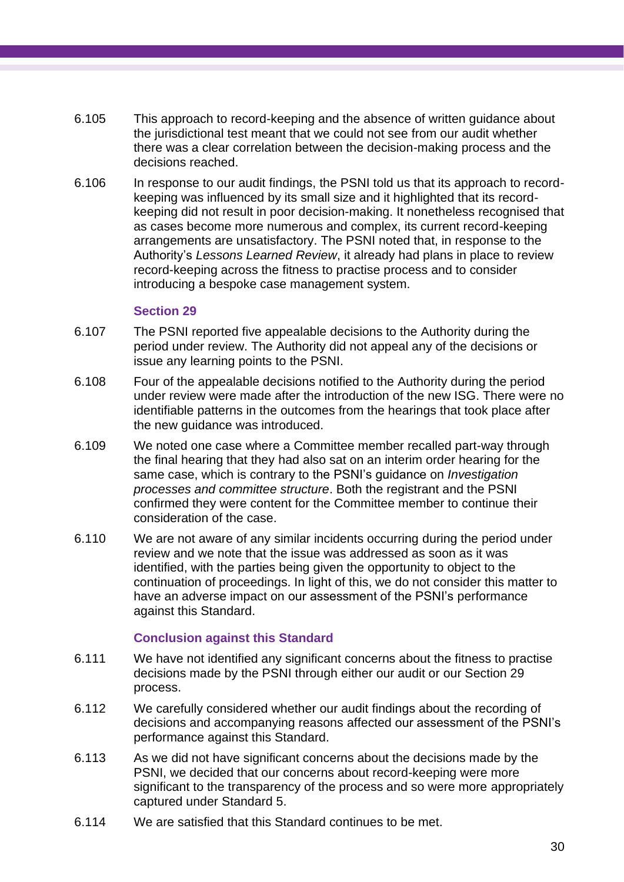6.105 This approach to record-keeping and the absence of written guidance about the jurisdictional test meant that we could not see from our audit whether there was a clear correlation between the decision-making process and the decisions reached.

6.106 In response to our audit findings, the PSNI told us that its approach to record-keeping was influenced by its small size and it highlighted that its record-keeping did not result in poor decision-making. It nonetheless recognised that as cases become more numerous and complex, its current record-keeping arrangements are unsatisfactory. The PSNI noted that, in response to the Authority's *Lessons Learned Review*, it already had plans in place to review record-keeping across the fitness to practise process and to consider introducing a bespoke case management system.

### Section 29

6.107 The PSNI reported five appealable decisions to the Authority during the period under review. The Authority did not appeal any of the decisions or issue any learning points to the PSNI.

6.108 Four of the appealable decisions notified to the Authority during the period under review were made after the introduction of the new ISG. There were no identifiable patterns in the outcomes from the hearings that took place after the new guidance was introduced.

6.109 We noted one case where a Committee member recalled part-way through the final hearing that they had also sat on an interim order hearing for the same case, which is contrary to the PSNI's guidance on *Investigation processes and committee structure*. Both the registrant and the PSNI confirmed they were content for the Committee member to continue their consideration of the case.

6.110 We are not aware of any similar incidents occurring during the period under review and we note that the issue was addressed as soon as it was identified, with the parties being given the opportunity to object to the continuation of proceedings. In light of this, we do not consider this matter to have an adverse impact on our assessment of the PSNI's performance against this Standard.

### Conclusion against this Standard

6.111 We have not identified any significant concerns about the fitness to practise decisions made by the PSNI through either our audit or our Section 29 process.

6.112 We carefully considered whether our audit findings about the recording of decisions and accompanying reasons affected our assessment of the PSNI's performance against this Standard.

6.113 As we did not have significant concerns about the decisions made by the PSNI, we decided that our concerns about record-keeping were more significant to the transparency of the process and so were more appropriately captured under Standard 5.

6.114 We are satisfied that this Standard continues to be met.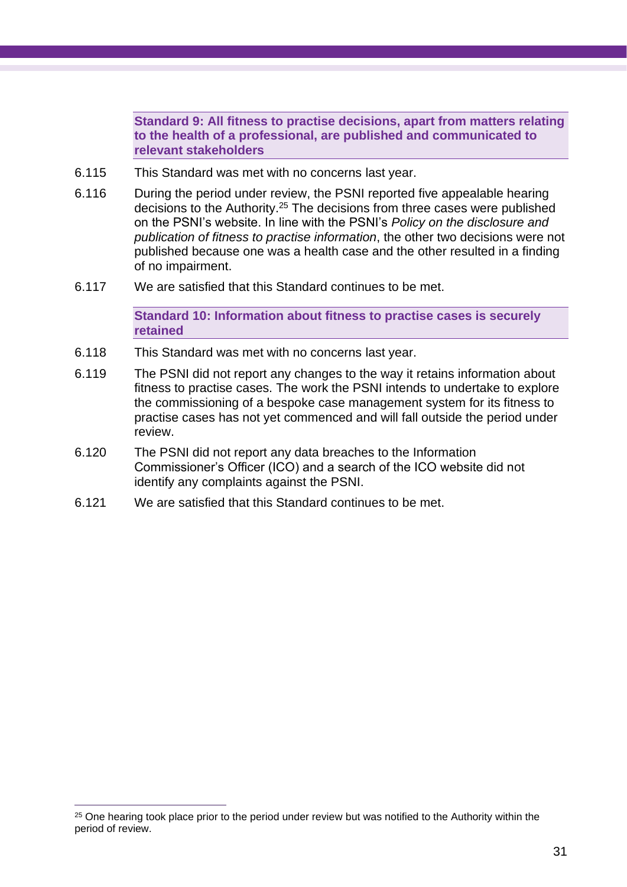**Standard 9: All fitness to practise decisions, apart from matters relating to the health of a professional, are published and communicated to relevant stakeholders**

6.115 This Standard was met with no concerns last year.

6.116 During the period under review, the PSNI reported five appealable hearing decisions to the Authority.[25] The decisions from three cases were published on the PSNI's website. In line with the PSNI's *Policy on the disclosure and publication of fitness to practise information*, the other two decisions were not published because one was a health case and the other resulted in a finding of no impairment.

6.117 We are satisfied that this Standard continues to be met.

**Standard 10: Information about fitness to practise cases is securely retained**

6.118 This Standard was met with no concerns last year.

6.119 The PSNI did not report any changes to the way it retains information about fitness to practise cases. The work the PSNI intends to undertake to explore the commissioning of a bespoke case management system for its fitness to practise cases has not yet commenced and will fall outside the period under review.

6.120 The PSNI did not report any data breaches to the Information Commissioner's Officer (ICO) and a search of the ICO website did not identify any complaints against the PSNI.

6.121 We are satisfied that this Standard continues to be met.

---

[25] One hearing took place prior to the period under review but was notified to the Authority within the period of review.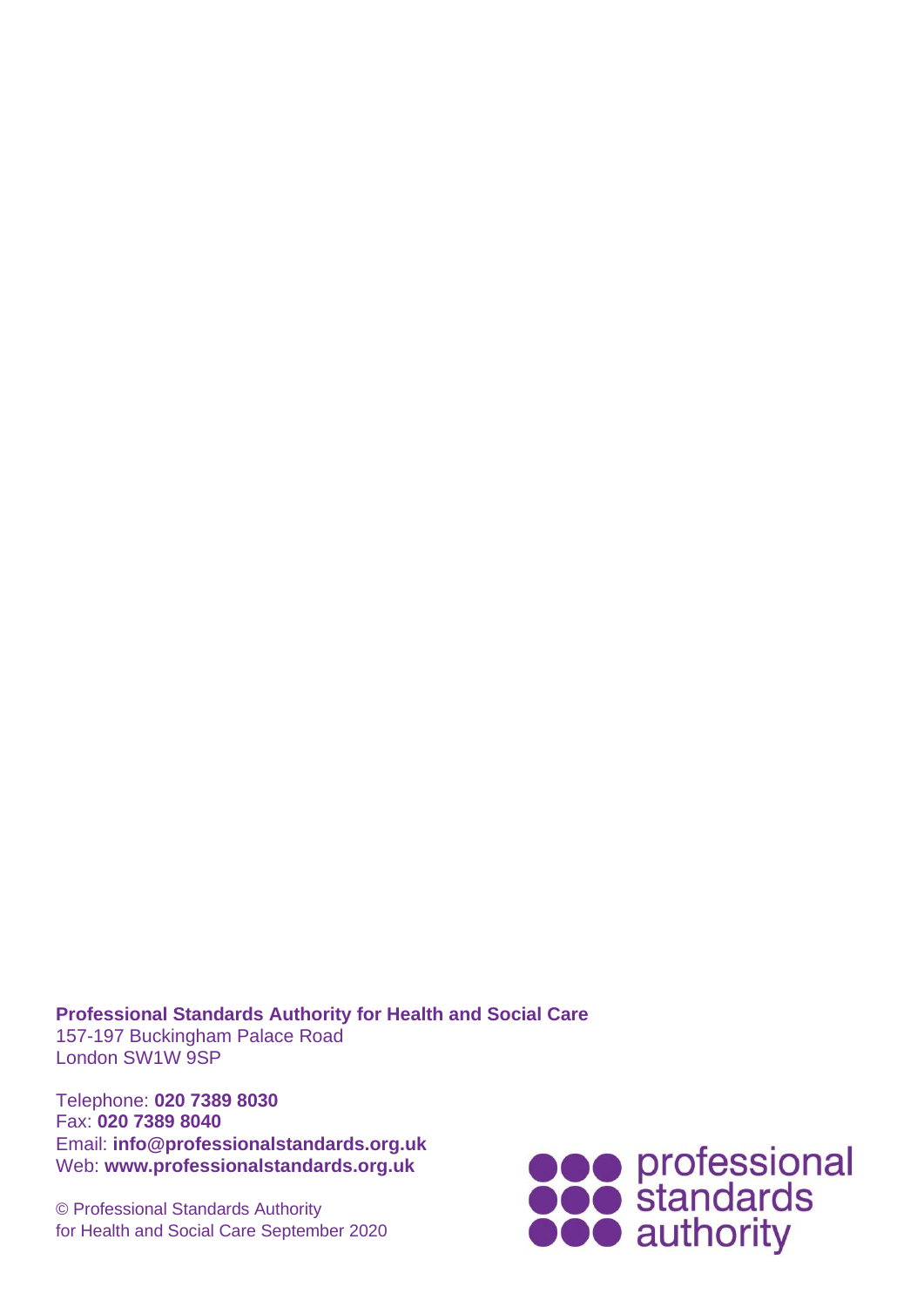**Professional Standards Authority for Health and Social Care**
157-197 Buckingham Palace Road
London SW1W 9SP

Telephone: **020 7389 8030**
Fax: **020 7389 8040**
Email: **info@professionalstandards.org.uk**
Web: **www.professionalstandards.org.uk**

© Professional Standards Authority
for Health and Social Care September 2020

professional
standards
authority